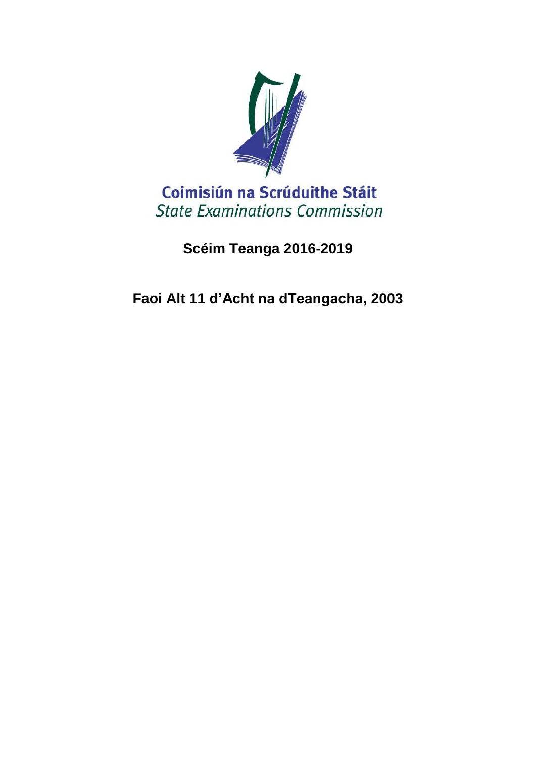Coimisiún na Scrúduithe Stáit

*State Examinations Commission*

# Scéim Teanga 2016-2019

## Faoi Alt 11 d'Acht na dTeangacha, 2003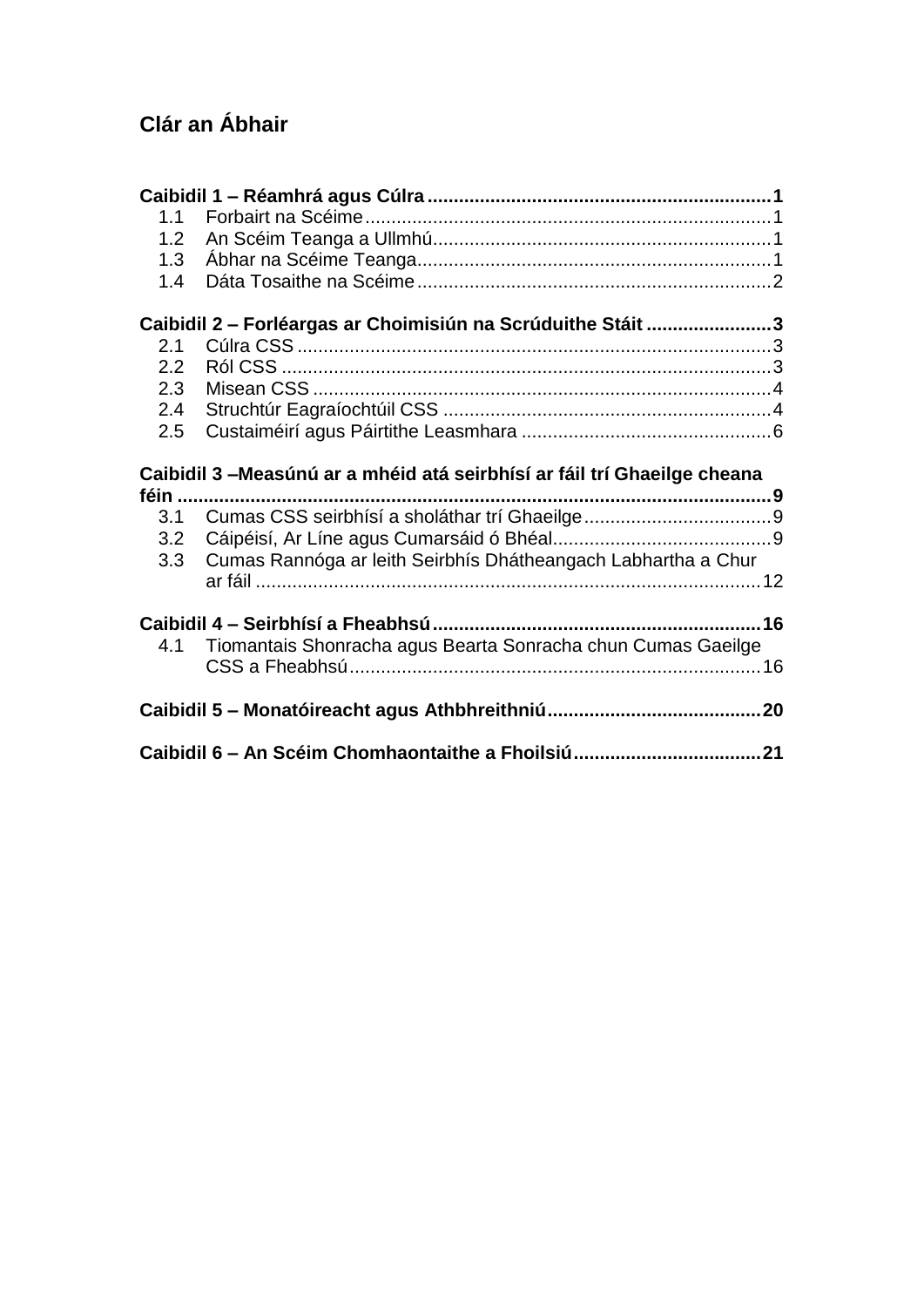## Clár an Ábhair

**Caibidil 1 – Réamhrá agus Cúlra ........................................................... 1**

1.1 Forbairt na Scéime ........................................................... 1
1.2 An Scéim Teanga a Ullmhú ........................................................... 1
1.3 Ábhar na Scéime Teanga ........................................................... 1
1.4 Dáta Tosaithe na Scéime ........................................................... 2

**Caibidil 2 – Forléargas ar Choimisiún na Scrúduithe Stáit ........................ 3**

2.1 Cúlra CSS ........................................................... 3
2.2 Ról CSS ........................................................... 3
2.3 Misean CSS ........................................................... 4
2.4 Struchtúr Eagraíochtúil CSS ........................................................... 4
2.5 Custaiméirí agus Páirtithe Leasmhara ........................................................... 6

**Caibidil 3 –Measúnú ar a mhéid atá seirbhísí ar fáil trí Ghaeilge cheana féin ........................................................... 9**

3.1 Cumas CSS seirbhísí a sholáthar trí Ghaeilge ........................................................... 9
3.2 Cáipéisí, Ar Líne agus Cumarsáid ó Bhéal ........................................................... 9
3.3 Cumas Rannóga ar leith Seirbhís Dhátheangach Labhartha a Chur ar fáil ........................................................... 12

**Caibidil 4 – Seirbhísí a Fheabhsú ........................................................... 16**

4.1 Tiomantais Shonracha agus Bearta Sonracha chun Cumas Gaeilge CSS a Fheabhsú ........................................................... 16

**Caibidil 5 – Monatóireacht agus Athbhreithniú ........................................................... 20**

**Caibidil 6 – An Scéim Chomhaontaithe a Fhoilsiú ........................................................... 21**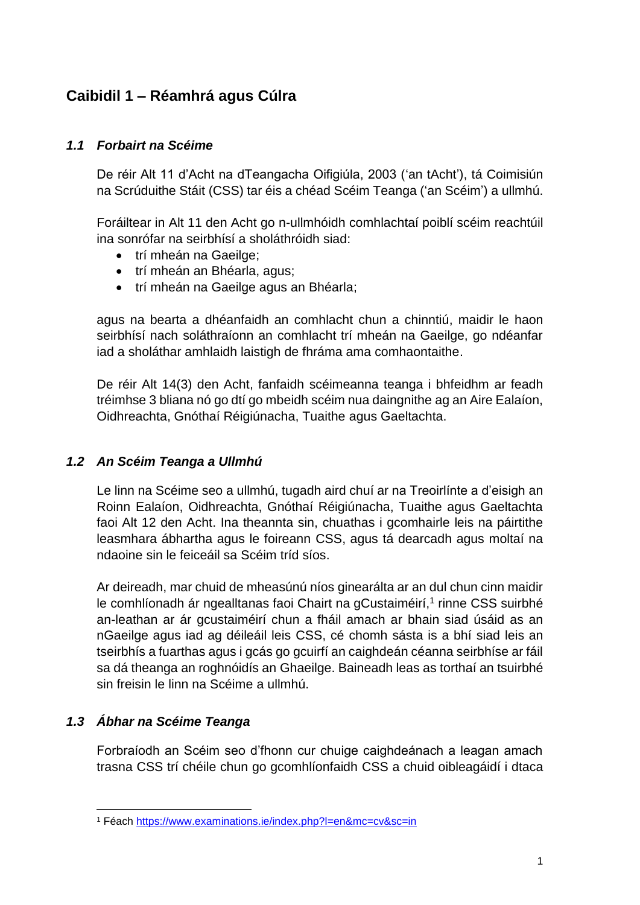# Caibidil 1 – Réamhrá agus Cúlra

### *1.1 Forbairt na Scéime*

De réir Alt 11 d'Acht na dTeangacha Oifigiúla, 2003 ('an tAcht'), tá Coimisiún na Scrúduithe Stáit (CSS) tar éis a chéad Scéim Teanga ('an Scéim') a ullmhú.

Foráiltear in Alt 11 den Acht go n-ullmhóidh comhlachtaí poiblí scéim reachtúil ina sonrófar na seirbhísí a sholáthróidh siad:

- trí mheán na Gaeilge;
- trí mheán an Bhéarla, agus;
- trí mheán na Gaeilge agus an Bhéarla;

agus na bearta a dhéanfaidh an comhlacht chun a chinntiú, maidir le haon seirbhísí nach soláthraíonn an comhlacht trí mheán na Gaeilge, go ndéanfar iad a sholáthar amhlaidh laistigh de fhráma ama comhaontaithe.

De réir Alt 14(3) den Acht, fanfaidh scéimeanna teanga i bhfeidhm ar feadh tréimhse 3 bliana nó go dtí go mbeidh scéim nua daingnithe ag an Aire Ealaíon, Oidhreachta, Gnóthaí Réigiúnacha, Tuaithe agus Gaeltachta.

### *1.2 An Scéim Teanga a Ullmhú*

Le linn na Scéime seo a ullmhú, tugadh aird chuí ar na Treoirlínte a d'eisigh an Roinn Ealaíon, Oidhreachta, Gnóthaí Réigiúnacha, Tuaithe agus Gaeltachta faoi Alt 12 den Acht. Ina theannta sin, chuathas i gcomhairle leis na páirtithe leasmhara ábhartha agus le foireann CSS, agus tá dearcadh agus moltaí na ndaoine sin le feiceáil sa Scéim tríd síos.

Ar deireadh, mar chuid de mheasúnú níos ginearálta ar an dul chun cinn maidir le comhlíonadh ár ngealltanas faoi Chairt na gCustaiméirí,[1] rinne CSS suirbhé an-leathan ar ár gcustaiméirí chun a fháil amach ar bhain siad úsáid as an nGaeilge agus iad ag déileáil leis CSS, cé chomh sásta is a bhí siad leis an tseirbhís a fuarthas agus i gcás go gcuirfí an caighdeán céanna seirbhíse ar fáil sa dá theanga an roghnóidís an Ghaeilge. Baineadh leas as torthaí an tsuirbhé sin freisin le linn na Scéime a ullmhú.

### *1.3 Ábhar na Scéime Teanga*

Forbraíodh an Scéim seo d'fhonn cur chuige caighdeánach a leagan amach trasna CSS trí chéile chun go gcomhlíonfaidh CSS a chuid oibleagáidí i dtaca

---

[1] Féach https://www.examinations.ie/index.php?l=en&mc=cv&sc=in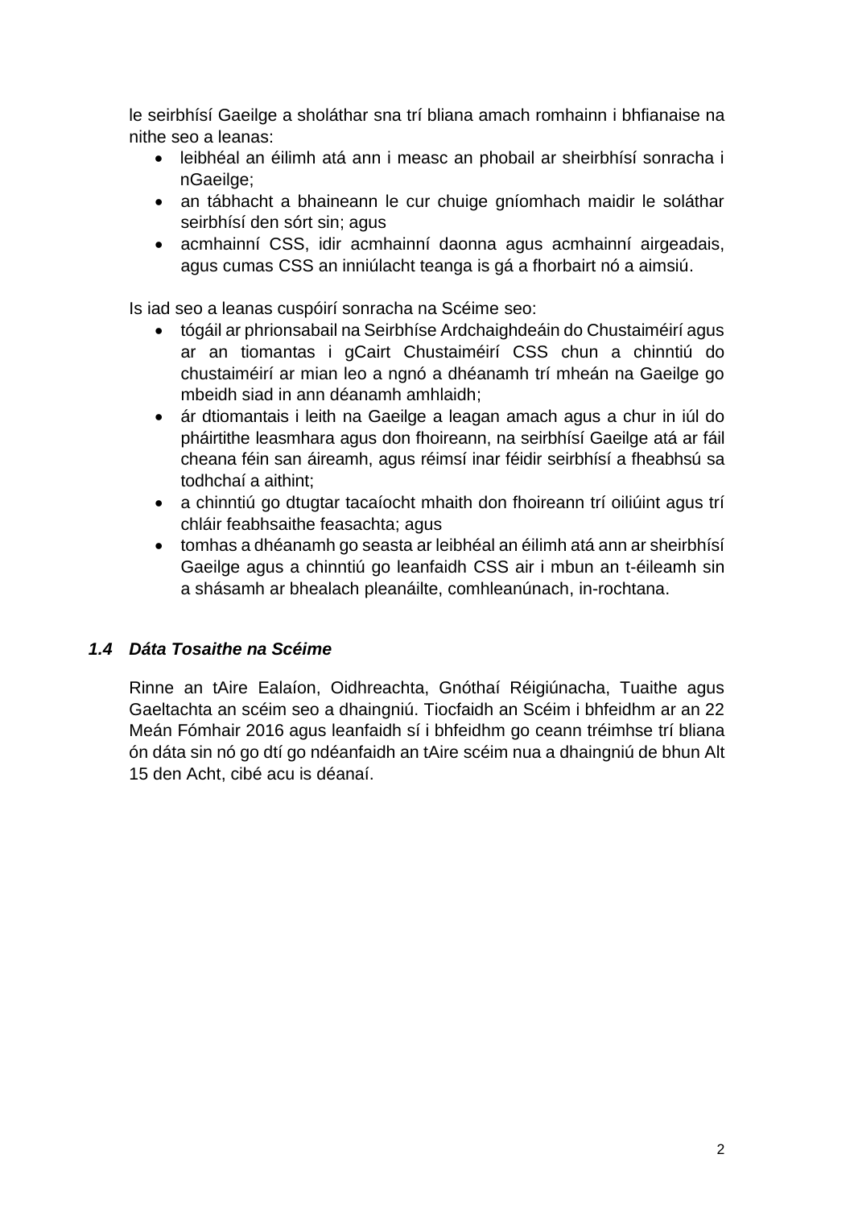le seirbhísí Gaeilge a sholáthar sna trí bliana amach romhainn i bhfianaise na nithe seo a leanas:

- leibhéal an éilimh atá ann i measc an phobail ar sheirbhísí sonracha i nGaeilge;
- an tábhacht a bhaineann le cur chuige gníomhach maidir le soláthar seirbhísí den sórt sin; agus
- acmhainní CSS, idir acmhainní daonna agus acmhainní airgeadais, agus cumas CSS an inniúlacht teanga is gá a fhorbairt nó a aimsiú.

Is iad seo a leanas cuspóirí sonracha na Scéime seo:

- tógáil ar phrionsabail na Seirbhíse Ardchaighdeáin do Chustaiméirí agus ar an tiomantas i gCairt Chustaiméirí CSS chun a chinntiú do chustaiméirí ar mian leo a ngnó a dhéanamh trí mheán na Gaeilge go mbeidh siad in ann déanamh amhlaidh;
- ár dtiomantais i leith na Gaeilge a leagan amach agus a chur in iúl do pháirtithe leasmhara agus don fhoireann, na seirbhísí Gaeilge atá ar fáil cheana féin san áireamh, agus réimsí inar féidir seirbhísí a fheabhsú sa todhchaí a aithint;
- a chinntiú go dtugtar tacaíocht mhaith don fhoireann trí oiliúint agus trí chláir feabhsaithe feasachta; agus
- tomhas a dhéanamh go seasta ar leibhéal an éilimh atá ann ar sheirbhísí Gaeilge agus a chinntiú go leanfaidh CSS air i mbun an t-éileamh sin a shásamh ar bhealach pleanáilte, comhleanúnach, in-rochtana.

### *1.4 Dáta Tosaithe na Scéime*

Rinne an tAire Ealaíon, Oidhreachta, Gnóthaí Réigiúnacha, Tuaithe agus Gaeltachta an scéim seo a dhaingniú. Tiocfaidh an Scéim i bhfeidhm ar an 22 Meán Fómhair 2016 agus leanfaidh sí i bhfeidhm go ceann tréimhse trí bliana ón dáta sin nó go dtí go ndéanfaidh an tAire scéim nua a dhaingniú de bhun Alt 15 den Acht, cibé acu is déanaí.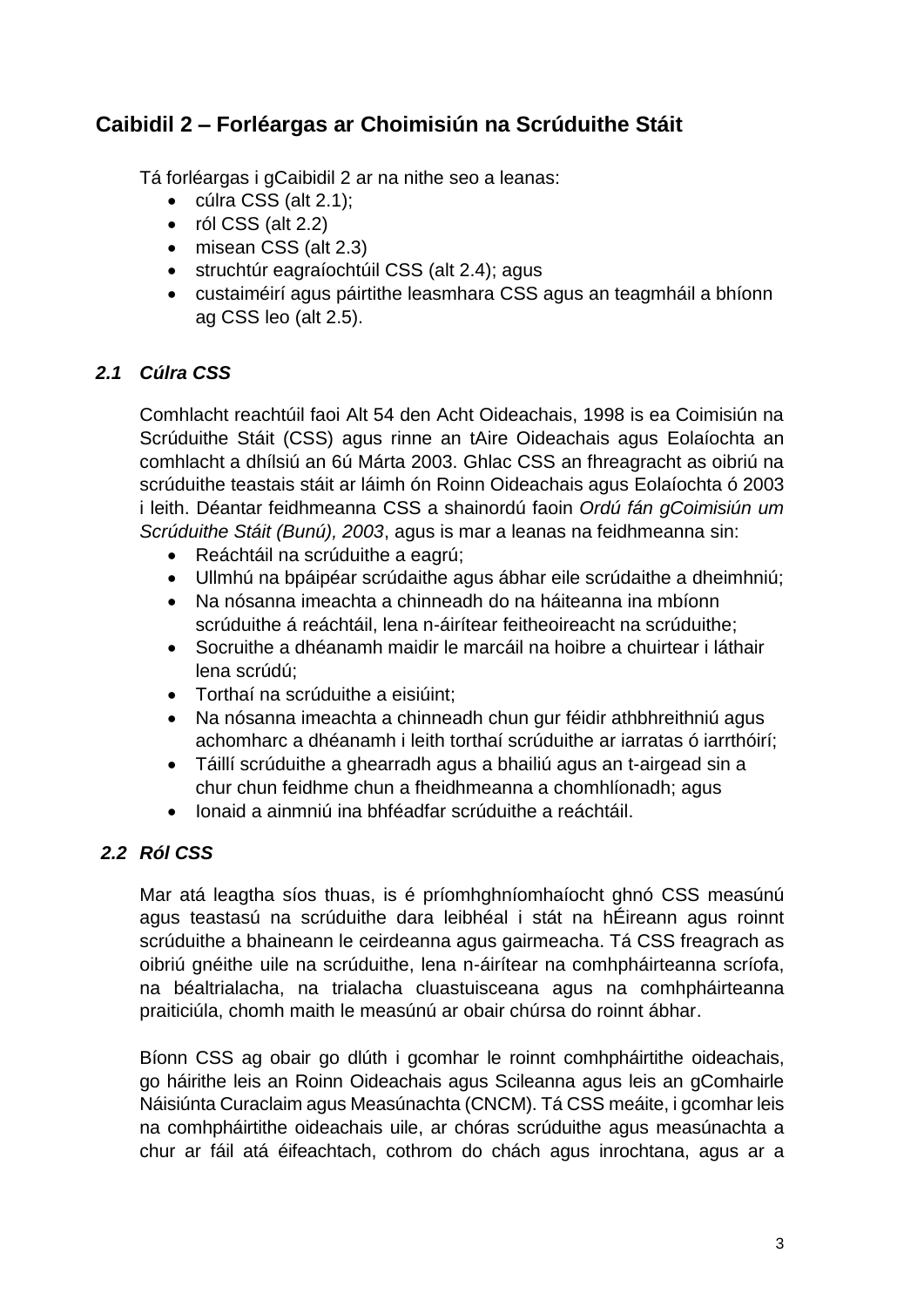## Caibidil 2 – Forléargas ar Choimisiún na Scrúduithe Stáit

Tá forléargas i gCaibidil 2 ar na nithe seo a leanas:

- cúlra CSS (alt 2.1);
- ról CSS (alt 2.2)
- misean CSS (alt 2.3)
- struchtúr eagraíochtúil CSS (alt 2.4); agus
- custaiméirí agus páirtithe leasmhara CSS agus an teagmháil a bhíonn ag CSS leo (alt 2.5).

### *2.1 Cúlra CSS*

Comhlacht reachtúil faoi Alt 54 den Acht Oideachais, 1998 is ea Coimisiún na Scrúduithe Stáit (CSS) agus rinne an tAire Oideachais agus Eolaíochta an comhlacht a dhílsiú an 6ú Márta 2003. Ghlac CSS an fhreagracht as oibriú na scrúduithe teastais stáit ar láimh ón Roinn Oideachais agus Eolaíochta ó 2003 i leith. Déantar feidhmeanna CSS a shainordú faoin *Ordú fán gCoimisiún um Scrúduithe Stáit (Bunú), 2003*, agus is mar a leanas na feidhmeanna sin:

- Reáchtáil na scrúduithe a eagrú;
- Ullmhú na bpáipéar scrúdaithe agus ábhar eile scrúdaithe a dheimhniú;
- Na nósanna imeachta a chinneadh do na háiteanna ina mbíonn scrúduithe á reáchtáil, lena n-áirítear feitheoireacht na scrúduithe;
- Socruithe a dhéanamh maidir le marcáil na hoibre a chuirtear i láthair lena scrúdú;
- Torthaí na scrúduithe a eisiúint;
- Na nósanna imeachta a chinneadh chun gur féidir athbhreithniú agus achomharc a dhéanamh i leith torthaí scrúduithe ar iarratas ó iarrthóirí;
- Táillí scrúduithe a ghearradh agus a bhailiú agus an t-airgead sin a chur chun feidhme chun a fheidhmeanna a chomhlíonadh; agus
- Ionaid a ainmniú ina bhféadfar scrúduithe a reáchtáil.

### *2.2 Ról CSS*

Mar atá leagtha síos thuas, is é príomhghníomhaíocht ghnó CSS measúnú agus teastasú na scrúduithe dara leibhéal i stát na hÉireann agus roinnt scrúduithe a bhaineann le ceirdeanna agus gairmeacha. Tá CSS freagrach as oibriú gnéithe uile na scrúduithe, lena n-áirítear na comhpháirteanna scríofa, na béaltrialacha, na trialacha cluastuisceana agus na comhpháirteanna praiticiúla, chomh maith le measúnú ar obair chúrsa do roinnt ábhar.

Bíonn CSS ag obair go dlúth i gcomhar le roinnt comhpháirtithe oideachais, go háirithe leis an Roinn Oideachais agus Scileanna agus leis an gComhairle Náisiúnta Curaclaim agus Measúnachta (CNCM). Tá CSS meáite, i gcomhar leis na comhpháirtithe oideachais uile, ar chóras scrúduithe agus measúnachta a chur ar fáil atá éifeachtach, cothrom do chách agus inrochtana, agus ar a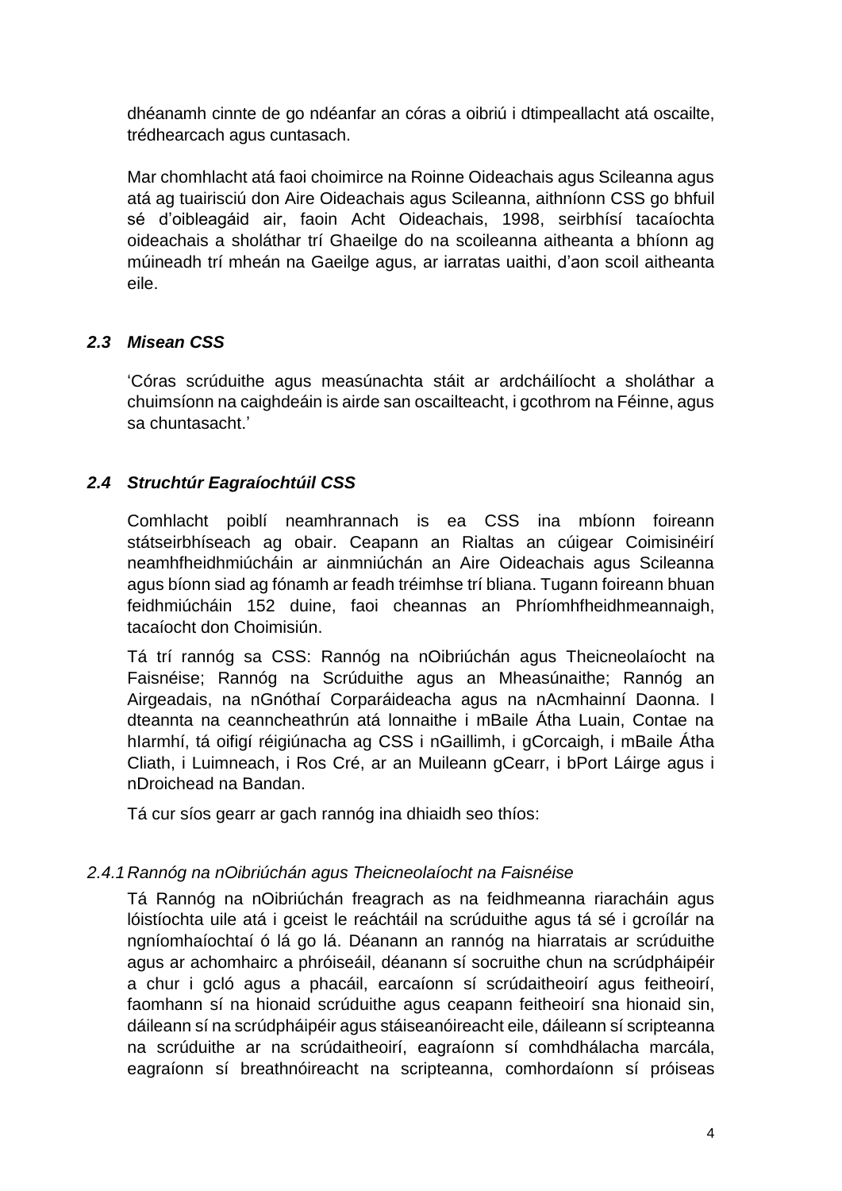dhéanamh cinnte de go ndéanfar an córas a oibriú i dtimpeallacht atá oscailte, trédhearcach agus cuntasach.

Mar chomhlacht atá faoi choimirce na Roinne Oideachais agus Scileanna agus atá ag tuairisciú don Aire Oideachais agus Scileanna, aithníonn CSS go bhfuil sé d'oibleagáid air, faoin Acht Oideachais, 1998, seirbhísí tacaíochta oideachais a sholáthar trí Ghaeilge do na scoileanna aitheanta a bhíonn ag múineadh trí mheán na Gaeilge agus, ar iarratas uaithi, d'aon scoil aitheanta eile.

### *2.3 Misean CSS*

'Córas scrúduithe agus measúnachta stáit ar ardcháilíocht a sholáthar a chuimsíonn na caighdeáin is airde san oscailteacht, i gcothrom na Féinne, agus sa chuntasacht.'

### *2.4 Struchtúr Eagraíochtúil CSS*

Comhlacht poiblí neamhrannach is ea CSS ina mbíonn foireann státseirbhíseach ag obair. Ceapann an Rialtas an cúigear Coimisinéirí neamhfheidhmiúcháin ar ainmniúchán an Aire Oideachais agus Scileanna agus bíonn siad ag fónamh ar feadh tréimhse trí bliana. Tugann foireann bhuan feidhmiúcháin 152 duine, faoi cheannas an Phríomhfheidhmeannaigh, tacaíocht don Choimisiún.

Tá trí rannóg sa CSS: Rannóg na nOibriúchán agus Theicneolaíocht na Faisnéise; Rannóg na Scrúduithe agus an Mheasúnaithe; Rannóg an Airgeadais, na nGnóthaí Corparáideacha agus na nAcmhainní Daonna. I dteannta na ceanncheathrún atá lonnaithe i mBaile Átha Luain, Contae na hIarmhí, tá oifigí réigiúnacha ag CSS i nGaillimh, i gCorcaigh, i mBaile Átha Cliath, i Luimneach, i Ros Cré, ar an Muileann gCearr, i bPort Láirge agus i nDroichead na Bandan.

Tá cur síos gearr ar gach rannóg ina dhiaidh seo thíos:

#### *2.4.1 Rannóg na nOibriúchán agus Theicneolaíocht na Faisnéise*

Tá Rannóg na nOibriúchán freagrach as na feidhmeanna riaracháin agus lóistíochta uile atá i gceist le reáchtáil na scrúduithe agus tá sé i gcroílár na ngníomhaíochtaí ó lá go lá. Déanann an rannóg na hiarratais ar scrúduithe agus ar achomhairc a phróiseáil, déanann sí socruithe chun na scrúdpháipéir a chur i gcló agus a phacáil, earcaíonn sí scrúdaitheoirí agus feitheoirí, faomhann sí na hionaid scrúduithe agus ceapann feitheoirí sna hionaid sin, dáileann sí na scrúdpháipéir agus stáiseanóireacht eile, dáileann sí scripteanna na scrúduithe ar na scrúdaitheoirí, eagraíonn sí comhdhálacha marcála, eagraíonn sí breathnóireacht na scripteanna, comhordaíonn sí próiseas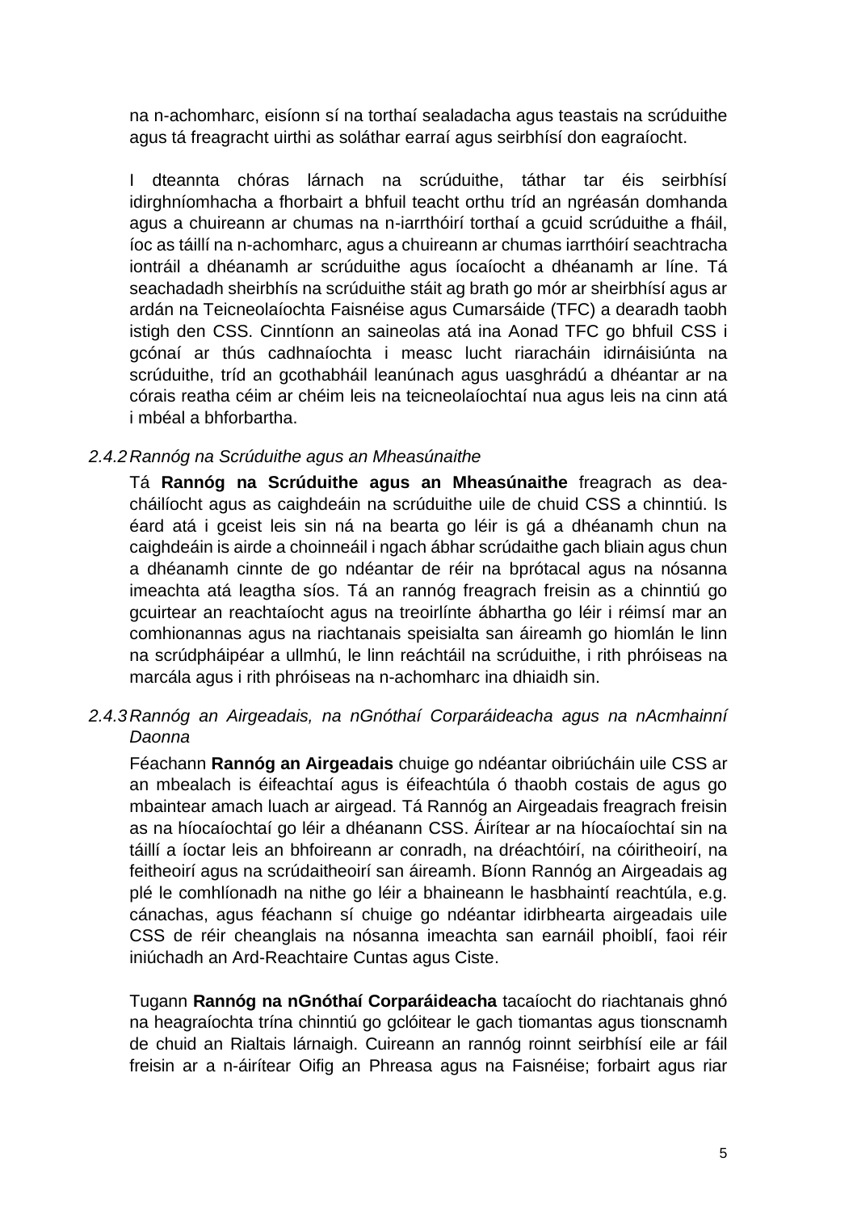na n-achomharc, eisíonn sí na torthaí sealadacha agus teastais na scrúduithe agus tá freagracht uirthi as soláthar earraí agus seirbhísí don eagraíocht.

I dteannta chóras lárnach na scrúduithe, táthar tar éis seirbhísí idirghníomhacha a fhorbairt a bhfuil teacht orthu tríd an ngréasán domhanda agus a chuireann ar chumas na n-iarrthóirí torthaí a gcuid scrúduithe a fháil, íoc as táillí na n-achomharc, agus a chuireann ar chumas iarrthóirí seachtracha iontráil a dhéanamh ar scrúduithe agus íocaíocht a dhéanamh ar líne. Tá seachadadh sheirbhís na scrúduithe stáit ag brath go mór ar sheirbhísí agus ar ardán na Teicneolaíochta Faisnéise agus Cumarsáide (TFC) a dearadh taobh istigh den CSS. Cinntíonn an saineolas atá ina Aonad TFC go bhfuil CSS i gcónaí ar thús cadhnaíochta i measc lucht riaracháin idirnáisiúnta na scrúduithe, tríd an gcothabháil leanúnach agus uasghrádú a dhéantar ar na córais reatha céim ar chéim leis na teicneolaíochtaí nua agus leis na cinn atá i mbéal a bhforbartha.

### *2.4.2 Rannóg na Scrúduithe agus an Mheasúnaithe*

Tá **Rannóg na Scrúduithe agus an Mheasúnaithe** freagrach as dea-cháilíocht agus as caighdeáin na scrúduithe uile de chuid CSS a chinntiú. Is éard atá i gceist leis sin ná na bearta go léir is gá a dhéanamh chun na caighdeáin is airde a choinneáil i ngach ábhar scrúdaithe gach bliain agus chun a dhéanamh cinnte de go ndéantar de réir na bprótacal agus na nósanna imeachta atá leagtha síos. Tá an rannóg freagrach freisin as a chinntiú go gcuirtear an reachtaíocht agus na treoirlínte ábhartha go léir i réimsí mar an comhionannas agus na riachtanais speisialta san áireamh go hiomlán le linn na scrúdpháipéar a ullmhú, le linn reáchtáil na scrúduithe, i rith phróiseas na marcála agus i rith phróiseas na n-achomharc ina dhiaidh sin.

### *2.4.3 Rannóg an Airgeadais, na nGnóthaí Corparáideacha agus na nAcmhainní Daonna*

Féachann **Rannóg an Airgeadais** chuige go ndéantar oibriúcháin uile CSS ar an mbealach is éifeachtaí agus is éifeachtúla ó thaobh costais de agus go mbaintear amach luach ar airgead. Tá Rannóg an Airgeadais freagrach freisin as na híocaíochtaí go léir a dhéanann CSS. Áirítear ar na híocaíochtaí sin na táillí a íoctar leis an bhfoireann ar conradh, na dréachtóirí, na cóiritheoirí, na feitheoirí agus na scrúdaitheoirí san áireamh. Bíonn Rannóg an Airgeadais ag plé le comhlíonadh na nithe go léir a bhaineann le hasbhaintí reachtúla, e.g. cánachas, agus féachann sí chuige go ndéantar idirbhearta airgeadais uile CSS de réir cheanglais na nósanna imeachta san earnáil phoiblí, faoi réir iniúchadh an Ard-Reachtaire Cuntas agus Ciste.

Tugann **Rannóg na nGnóthaí Corparáideacha** tacaíocht do riachtanais ghnó na heagraíochta trína chinntiú go gclóitear le gach tiomantas agus tionscnamh de chuid an Rialtais lárnaigh. Cuireann an rannóg roinnt seirbhísí eile ar fáil freisin ar a n-áirítear Oifig an Phreasa agus na Faisnéise; forbairt agus riar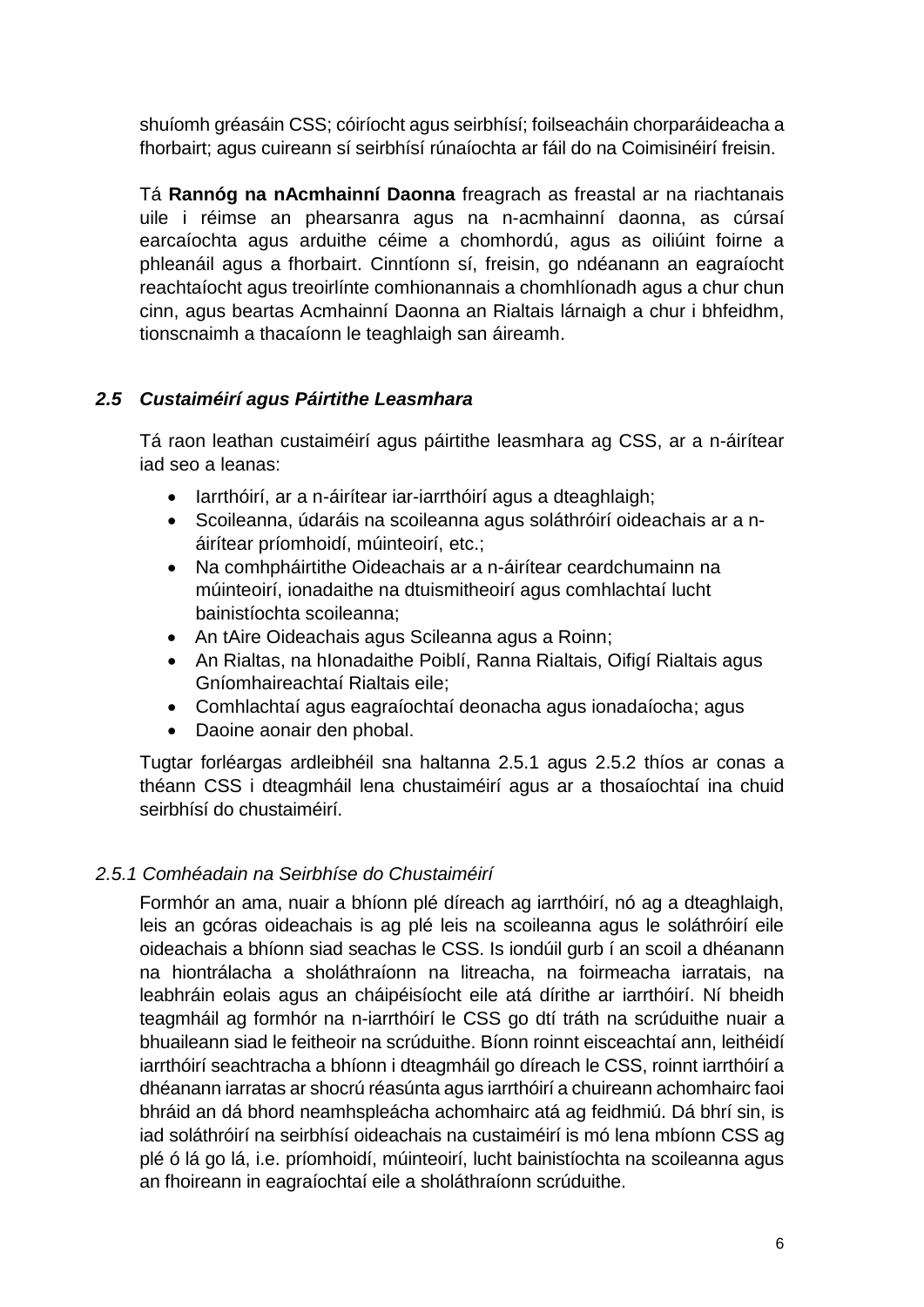shuíomh gréasáin CSS; cóiríocht agus seirbhísí; foilseacháin chorparáideacha a fhorbairt; agus cuireann sí seirbhísí rúnaíochta ar fáil do na Coimisinéirí freisin.

Tá **Rannóg na nAcmhainní Daonna** freagrach as freastal ar na riachtanais uile i réimse an phearsanra agus na n-acmhainní daonna, as cúrsaí earcaíochta agus arduithe céime a chomhordú, agus as oiliúint foirne a phleanáil agus a fhorbairt. Cinntíonn sí, freisin, go ndéanann an eagraíocht reachtaíocht agus treoirlínte comhionannais a chomhlíonadh agus a chur chun cinn, agus beartas Acmhainní Daonna an Rialtais lárnaigh a chur i bhfeidhm, tionscnaimh a thacaíonn le teaghlaigh san áireamh.

### *2.5 Custaiméirí agus Páirtithe Leasmhara*

Tá raon leathan custaiméirí agus páirtithe leasmhara ag CSS, ar a n-áirítear iad seo a leanas:

- Iarrthóirí, ar a n-áirítear iar-iarrthóirí agus a dteaghlaigh;
- Scoileanna, údaráis na scoileanna agus soláthróirí oideachais ar a n-áirítear príomhoidí, múinteoirí, etc.;
- Na comhpháirtithe Oideachais ar a n-áirítear ceardchumainn na múinteoirí, ionadaithe na dtuismitheoirí agus comhlachtaí lucht bainistíochta scoileanna;
- An tAire Oideachais agus Scileanna agus a Roinn;
- An Rialtas, na hIonadaithe Poiblí, Ranna Rialtais, Oifigí Rialtais agus Gníomhaireachtaí Rialtais eile;
- Comhlachtaí agus eagraíochtaí deonacha agus ionadaíocha; agus
- Daoine aonair den phobal.

Tugtar forléargas ardleibhéil sna haltanna 2.5.1 agus 2.5.2 thíos ar conas a théann CSS i dteagmháil lena chustaiméirí agus ar a thosaíochtaí ina chuid seirbhísí do chustaiméirí.

#### *2.5.1 Comhéadain na Seirbhíse do Chustaiméirí*

Formhór an ama, nuair a bhíonn plé díreach ag iarrthóirí, nó ag a dteaghlaigh, leis an gcóras oideachais is ag plé leis na scoileanna agus le soláthróirí eile oideachais a bhíonn siad seachas le CSS. Is iondúil gurb í an scoil a dhéanann na hiontrálacha a sholáthraíonn na litreacha, na foirmeacha iarratais, na leabhráin eolais agus an cháipéisíocht eile atá dírithe ar iarrthóirí. Ní bheidh teagmháil ag formhór na n-iarrthóirí le CSS go dtí tráth na scrúduithe nuair a bhuaileann siad le feitheoir na scrúduithe. Bíonn roinnt eisceachtaí ann, leithéidí iarrthóirí seachtracha a bhíonn i dteagmháil go díreach le CSS, roinnt iarrthóirí a dhéanann iarratas ar shocrú réasúnta agus iarrthóirí a chuireann achomhairc faoi bhráid an dá bhord neamhspleácha achomhairc atá ag feidhmiú. Dá bhrí sin, is iad soláthróirí na seirbhísí oideachais na custaiméirí is mó lena mbíonn CSS ag plé ó lá go lá, i.e. príomhoidí, múinteoirí, lucht bainistíochta na scoileanna agus an fhoireann in eagraíochtaí eile a sholáthraíonn scrúduithe.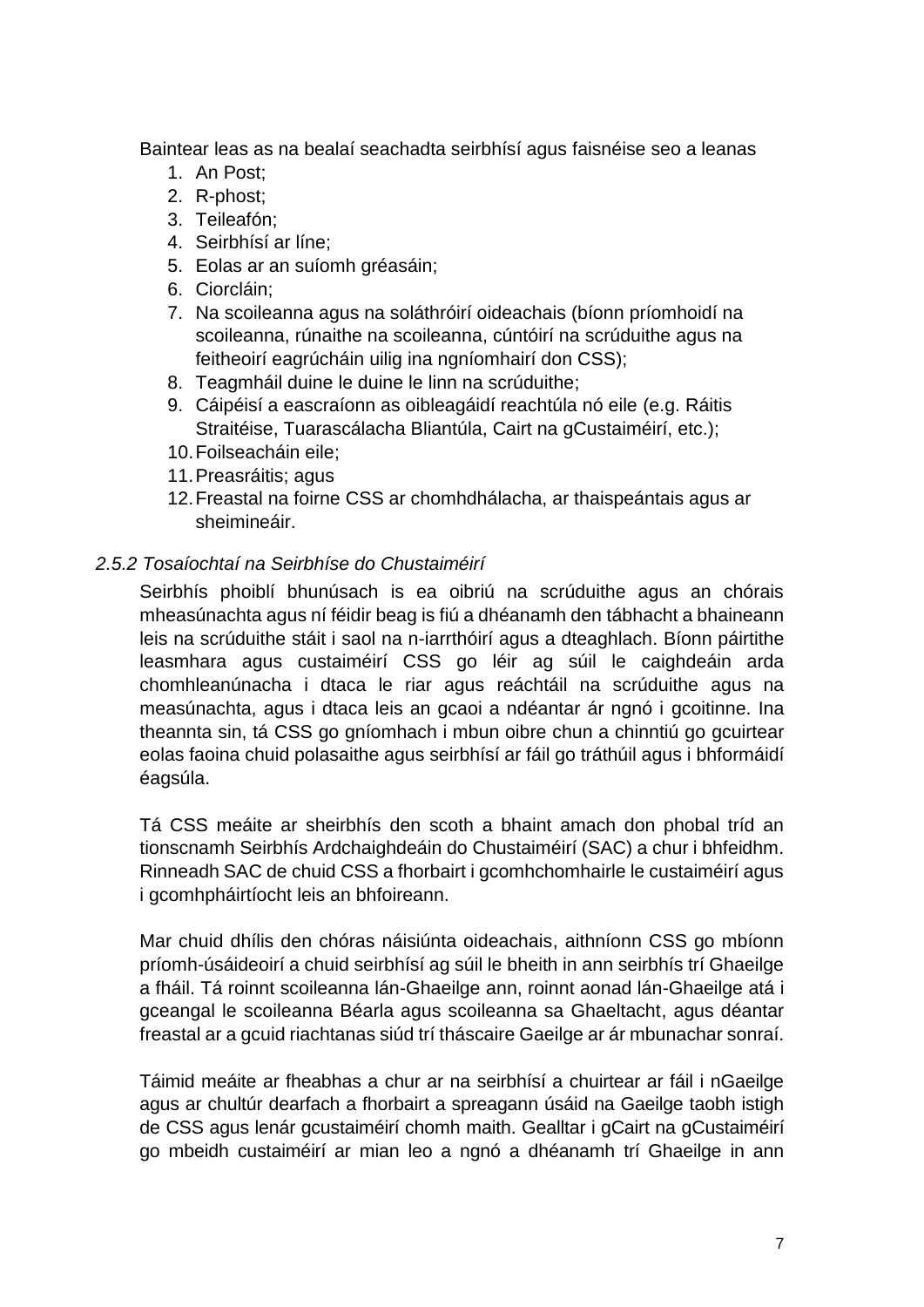Baintear leas as na bealaí seachadta seirbhísí agus faisnéise seo a leanas

1. An Post;
2. R-phost;
3. Teileafón;
4. Seirbhísí ar líne;
5. Eolas ar an suíomh gréasáin;
6. Ciorcláin;
7. Na scoileanna agus na soláthróirí oideachais (bíonn príomhoidí na scoileanna, rúnaithe na scoileanna, cúntóirí na scrúduithe agus na feitheoirí eagrúcháin uilig ina ngníomhairí don CSS);
8. Teagmháil duine le duine le linn na scrúduithe;
9. Cáipéisí a eascraíonn as oibleagáidí reachtúla nó eile (e.g. Ráitis Straitéise, Tuarascálacha Bliantúla, Cairt na gCustaiméirí, etc.);
10. Foilseacháin eile;
11. Preasráitis; agus
12. Freastal na foirne CSS ar chomhdhálacha, ar thaispeántais agus ar sheimineáir.

*2.5.2 Tosaíochtaí na Seirbhíse do Chustaiméirí*

Seirbhís phoiblí bhunúsach is ea oibriú na scrúduithe agus an chórais mheasúnachta agus ní féidir beag is fiú a dhéanamh den tábhacht a bhaineann leis na scrúduithe stáit i saol na n-iarrthóirí agus a dteaghlach. Bíonn páirtithe leasmhara agus custaiméirí CSS go léir ag súil le caighdeáin arda chomhleanúnacha i dtaca le riar agus reáchtáil na scrúduithe agus na measúnachta, agus i dtaca leis an gcaoi a ndéantar ár ngnó i gcoitinne. Ina theannta sin, tá CSS go gníomhach i mbun oibre chun a chinntiú go gcuirtear eolas faoina chuid polasaithe agus seirbhísí ar fáil go tráthúil agus i bhformáidí éagsúla.

Tá CSS meáite ar sheirbhís den scoth a bhaint amach don phobal tríd an tionscnamh Seirbhís Ardchaighdeáin do Chustaiméirí (SAC) a chur i bhfeidhm. Rinneadh SAC de chuid CSS a fhorbairt i gcomhchomhairle le custaiméirí agus i gcomhpháirtíocht leis an bhfoireann.

Mar chuid dhílis den chóras náisiúnta oideachais, aithníonn CSS go mbíonn príomh-úsáideoirí a chuid seirbhísí ag súil le bheith in ann seirbhís trí Ghaeilge a fháil. Tá roinnt scoileanna lán-Ghaeilge ann, roinnt aonad lán-Ghaeilge atá i gceangal le scoileanna Béarla agus scoileanna sa Ghaeltacht, agus déantar freastal ar a gcuid riachtanas siúd trí tháscaire Gaeilge ar ár mbunachar sonraí.

Táimid meáite ar fheabhas a chur ar na seirbhísí a chuirtear ar fáil i nGaeilge agus ar chultúr dearfach a fhorbairt a spreagann úsáid na Gaeilge taobh istigh de CSS agus lenár gcustaiméirí chomh maith. Gealltar i gCairt na gCustaiméirí go mbeidh custaiméirí ar mian leo a ngnó a dhéanamh trí Ghaeilge in ann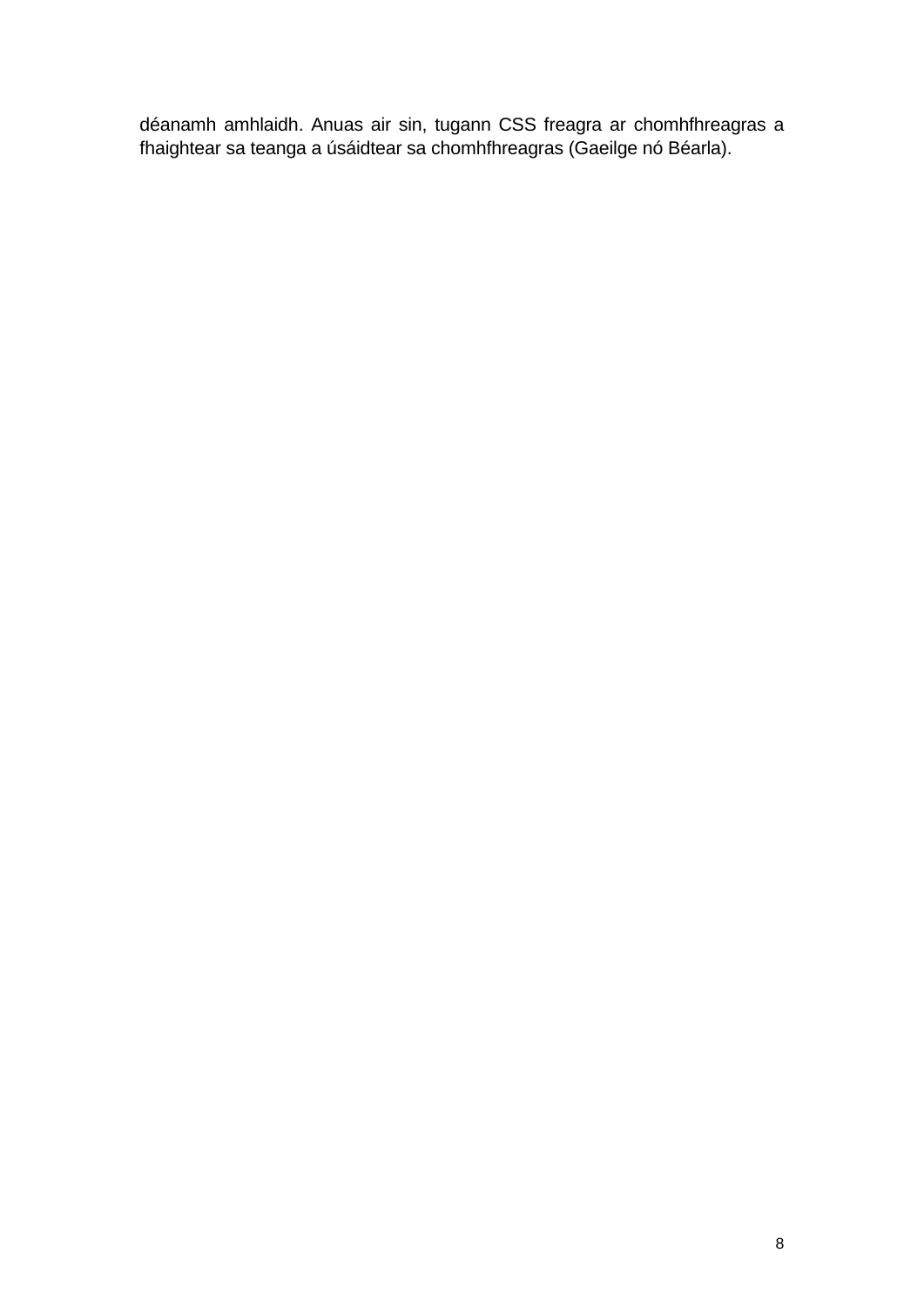déanamh amhlaidh. Anuas air sin, tugann CSS freagra ar chomhfhreagras a fhaightear sa teanga a úsáidtear sa chomhfhreagras (Gaeilge nó Béarla).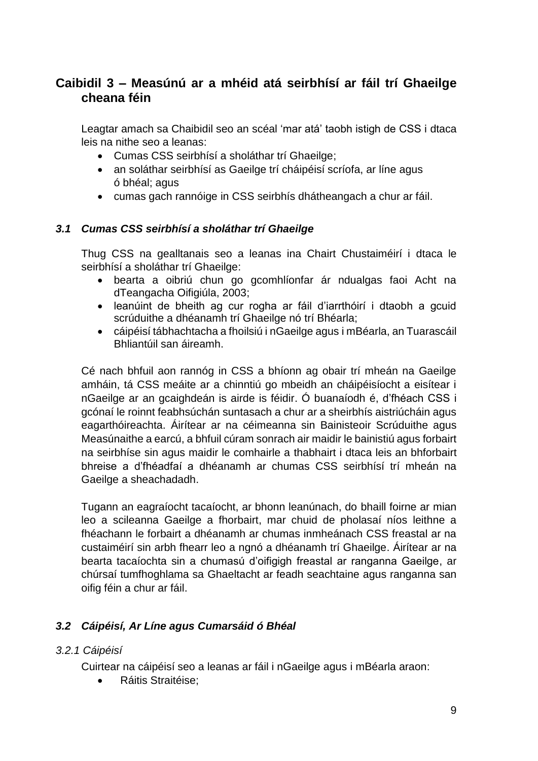## Caibidil 3 – Measúnú ar a mhéid atá seirbhísí ar fáil trí Ghaeilge cheana féin

Leagtar amach sa Chaibidil seo an scéal ‘mar atá’ taobh istigh de CSS i dtaca leis na nithe seo a leanas:

- Cumas CSS seirbhísí a sholáthar trí Ghaeilge;
- an soláthar seirbhísí as Gaeilge trí cháipéisí scríofa, ar líne agus ó bhéal; agus
- cumas gach rannóige in CSS seirbhís dhátheangach a chur ar fáil.

### *3.1 Cumas CSS seirbhísí a sholáthar trí Ghaeilge*

Thug CSS na gealltanais seo a leanas ina Chairt Chustaiméirí i dtaca le seirbhísí a sholáthar trí Ghaeilge:

- bearta a oibriú chun go gcomhlíonfar ár ndualgas faoi Acht na dTeangacha Oifigiúla, 2003;
- leanúint de bheith ag cur rogha ar fáil d’iarrthóirí i dtaobh a gcuid scrúduithe a dhéanamh trí Ghaeilge nó trí Bhéarla;
- cáipéisí tábhachtacha a fhoilsiú i nGaeilge agus i mBéarla, an Tuarascáil Bhliantúil san áireamh.

Cé nach bhfuil aon rannóg in CSS a bhíonn ag obair trí mheán na Gaeilge amháin, tá CSS meáite ar a chinntiú go mbeidh an cháipéisíocht a eisítear i nGaeilge ar an gcaighdeán is airde is féidir. Ó bunaíodh é, d’fhéach CSS i gcónaí le roinnt feabhsúchán suntasach a chur ar a sheirbhís aistriúcháin agus eagarthóireachta. Áirítear ar na céimeanna sin Bainisteoir Scrúduithe agus Measúnaithe a earcú, a bhfuil cúram sonrach air maidir le bainistiú agus forbairt na seirbhíse sin agus maidir le comhairle a thabhairt i dtaca leis an bhforbairt bhreise a d’fhéadfaí a dhéanamh ar chumas CSS seirbhísí trí mheán na Gaeilge a sheachadadh.

Tugann an eagraíocht tacaíocht, ar bhonn leanúnach, do bhaill foirne ar mian leo a scileanna Gaeilge a fhorbairt, mar chuid de pholasaí níos leithne a fhéachann le forbairt a dhéanamh ar chumas inmheánach CSS freastal ar na custaiméirí sin arbh fhearr leo a ngnó a dhéanamh trí Ghaeilge. Áirítear ar na bearta tacaíochta sin a chumasú d’oifigigh freastal ar ranganna Gaeilge, ar chúrsaí tumfhoghlama sa Ghaeltacht ar feadh seachtaine agus ranganna san oifig féin a chur ar fáil.

### *3.2 Cáipéisí, Ar Líne agus Cumarsáid ó Bhéal*

*3.2.1 Cáipéisí*

Cuirtear na cáipéisí seo a leanas ar fáil i nGaeilge agus i mBéarla araon:

- Ráitis Straitéise;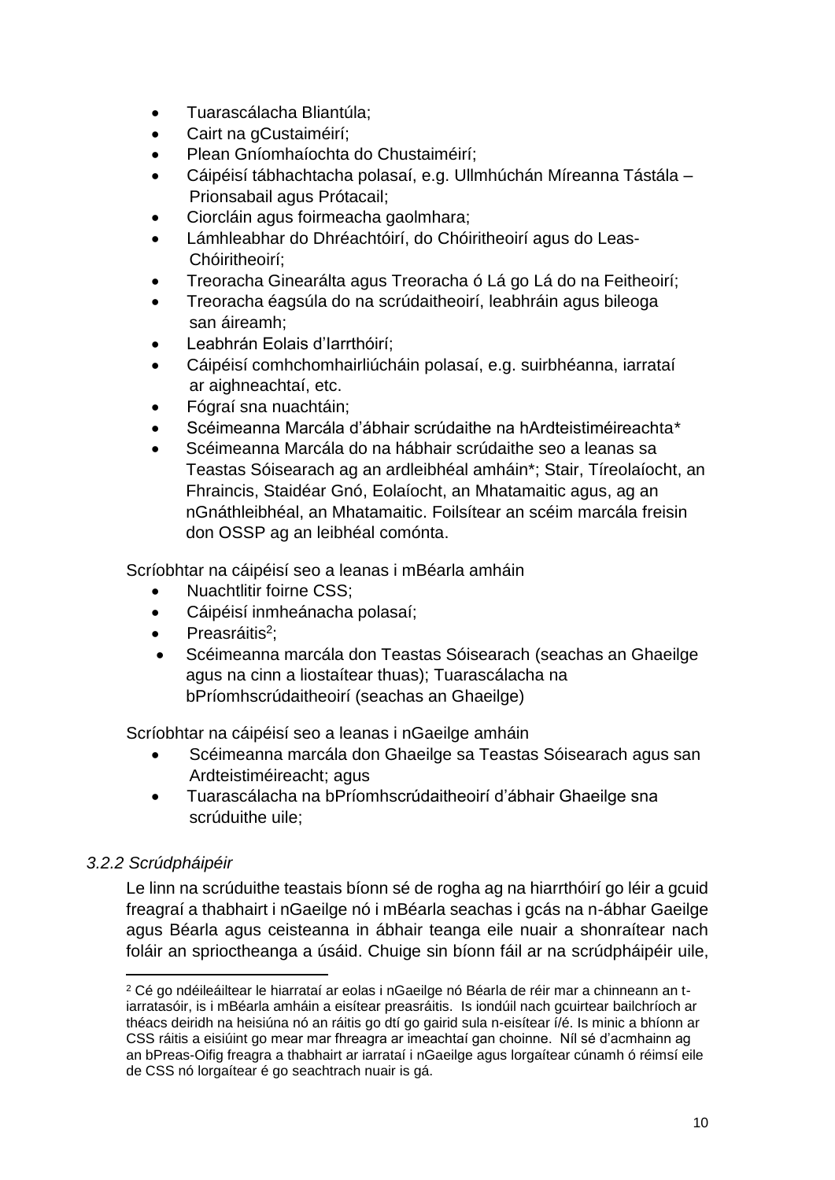- Tuarascálacha Bliantúla;
- Cairt na gCustaiméirí;
- Plean Gníomhaíochta do Chustaiméirí;
- Cáipéisí tábhachtacha polasaí, e.g. Ullmhúchán Míreanna Tástála – Prionsabail agus Prótacail;
- Ciorcláin agus foirmeacha gaolmhara;
- Lámhleabhar do Dhréachtóirí, do Chóiritheoirí agus do Leas-Chóiritheoirí;
- Treoracha Ginearálta agus Treoracha ó Lá go Lá do na Feitheoirí;
- Treoracha éagsúla do na scrúdaitheoirí, leabhráin agus bileoga san áireamh;
- Leabhrán Eolais d'Iarrthóirí;
- Cáipéisí comhchomhairliúcháin polasaí, e.g. suirbhéanna, iarrataí ar aighneachtaí, etc.
- Fógraí sna nuachtáin;
- Scéimeanna Marcála d'ábhair scrúdaithe na hArdteistiméireachta*
- Scéimeanna Marcála do na hábhair scrúdaithe seo a leanas sa Teastas Sóisearach ag an ardleibhéal amháin*; Stair, Tíreolaíocht, an Fhraincis, Staidéar Gnó, Eolaíocht, an Mhatamaitic agus, ag an nGnáthleibhéal, an Mhatamaitic. Foilsítear an scéim marcála freisin don OSSP ag an leibhéal comónta.

Scríobhtar na cáipéisí seo a leanas i mBéarla amháin

- Nuachtlitir foirne CSS;
- Cáipéisí inmheánacha polasaí;
- Preasráitis[2];
- Scéimeanna marcála don Teastas Sóisearach (seachas an Ghaeilge agus na cinn a liostaítear thuas); Tuarascálacha na bPríomhscrúdaitheoirí (seachas an Ghaeilge)

Scríobhtar na cáipéisí seo a leanas i nGaeilge amháin

- Scéimeanna marcála don Ghaeilge sa Teastas Sóisearach agus san Ardteistiméireacht; agus
- Tuarascálacha na bPríomhscrúdaitheoirí d'ábhair Ghaeilge sna scrúduithe uile;

### *3.2.2 Scrúdpháipéir*

Le linn na scrúduithe teastais bíonn sé de rogha ag na hiarrthóirí go léir a gcuid freagraí a thabhairt i nGaeilge nó i mBéarla seachas i gcás na n-ábhar Gaeilge agus Béarla agus ceisteanna in ábhair teanga eile nuair a shonraítear nach foláir an sprioctheanga a úsáid. Chuige sin bíonn fáil ar na scrúdpháipéir uile,

[2] Cé go ndéileáiltear le hiarrataí ar eolas i nGaeilge nó Béarla de réir mar a chinneann an t-iarratasóir, is i mBéarla amháin a eisítear preasráitis. Is iondúil nach gcuirtear bailchríoch ar théacs deiridh na heisiúna nó an ráitis go dtí go gairid sula n-eisítear í/é. Is minic a bhíonn ar CSS ráitis a eisiúint go mear mar fhreagra ar imeachtaí gan choinne. Níl sé d'acmhainn ag an bPreas-Oifig freagra a thabhairt ar iarrataí i nGaeilge agus lorgaítear cúnamh ó réimsí eile de CSS nó lorgaítear é go seachtrach nuair is gá.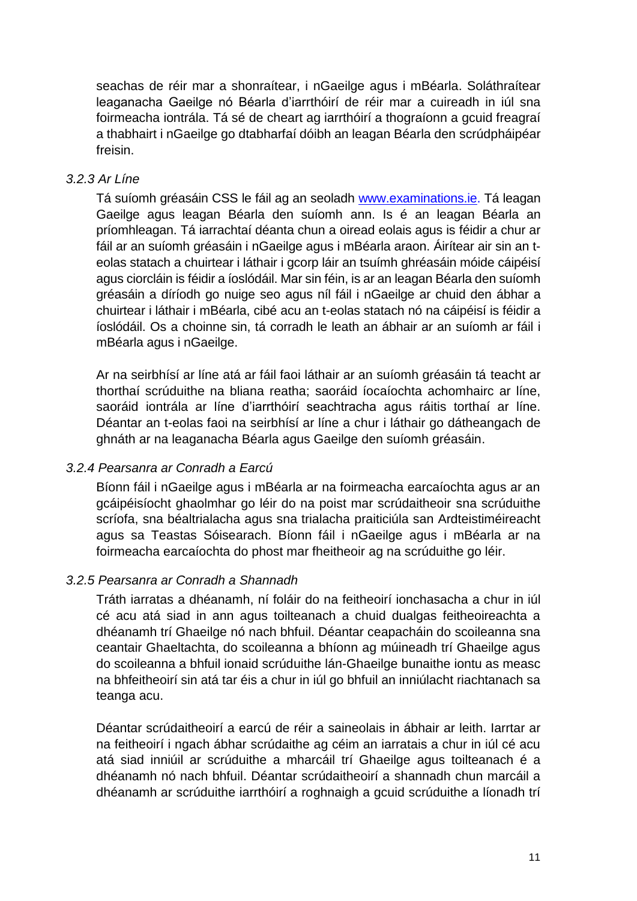seachas de réir mar a shonraítear, i nGaeilge agus i mBéarla. Soláthraítear leaganacha Gaeilge nó Béarla d'iarrthóirí de réir mar a cuireadh in iúl sna foirmeacha iontrála. Tá sé de cheart ag iarrthóirí a thograíonn a gcuid freagraí a thabhairt i nGaeilge go dtabharfaí dóibh an leagan Béarla den scrúdpháipéar freisin.

*3.2.3 Ar Líne*

Tá suíomh gréasáin CSS le fáil ag an seoladh [www.examinations.ie](http://www.examinations.ie). Tá leagan Gaeilge agus leagan Béarla den suíomh ann. Is é an leagan Béarla an príomhleagan. Tá iarrachtaí déanta chun a oiread eolais agus is féidir a chur ar fáil ar an suíomh gréasáin i nGaeilge agus i mBéarla araon. Áirítear air sin an t-eolas statach a chuirtear i láthair i gcorp láir an tsuímh ghréasáin móide cáipéisí agus ciorcláin is féidir a íoslódáil. Mar sin féin, is ar an leagan Béarla den suíomh gréasáin a díríodh go nuige seo agus níl fáil i nGaeilge ar chuid den ábhar a chuirtear i láthair i mBéarla, cibé acu an t-eolas statach nó na cáipéisí is féidir a íoslódáil. Os a choinne sin, tá corradh le leath an ábhair ar an suíomh ar fáil i mBéarla agus i nGaeilge.

Ar na seirbhísí ar líne atá ar fáil faoi láthair ar an suíomh gréasáin tá teacht ar thorthaí scrúduithe na bliana reatha; saoráid íocaíochta achomhairc ar líne, saoráid iontrála ar líne d'iarrthóirí seachtracha agus ráitis torthaí ar líne. Déantar an t-eolas faoi na seirbhísí ar líne a chur i láthair go dátheangach de ghnáth ar na leaganacha Béarla agus Gaeilge den suíomh gréasáin.

*3.2.4 Pearsanra ar Conradh a Earcú*

Bíonn fáil i nGaeilge agus i mBéarla ar na foirmeacha earcaíochta agus ar an gcáipéisíocht ghaolmhar go léir do na poist mar scrúdaitheoir sna scrúduithe scríofa, sna béaltrialacha agus sna trialacha praiticiúla san Ardteistiméireacht agus sa Teastas Sóisearach. Bíonn fáil i nGaeilge agus i mBéarla ar na foirmeacha earcaíochta do phost mar fheitheoir ag na scrúduithe go léir.

*3.2.5 Pearsanra ar Conradh a Shannadh*

Tráth iarratas a dhéanamh, ní foláir do na feitheoirí ionchasacha a chur in iúl cé acu atá siad in ann agus toilteanach a chuid dualgas feitheoireachta a dhéanamh trí Ghaeilge nó nach bhfuil. Déantar ceapacháin do scoileanna sna ceantair Ghaeltachta, do scoileanna a bhíonn ag múineadh trí Ghaeilge agus do scoileanna a bhfuil ionaid scrúduithe lán-Ghaeilge bunaithe iontu as measc na bhfeitheoirí sin atá tar éis a chur in iúl go bhfuil an inniúlacht riachtanach sa teanga acu.

Déantar scrúdaitheoirí a earcú de réir a saineolais in ábhair ar leith. Iarrtar ar na feitheoirí i ngach ábhar scrúdaithe ag céim an iarratais a chur in iúl cé acu atá siad inniúil ar scrúduithe a mharcáil trí Ghaeilge agus toilteanach é a dhéanamh nó nach bhfuil. Déantar scrúdaitheoirí a shannadh chun marcáil a dhéanamh ar scrúduithe iarrthóirí a roghnaigh a gcuid scrúduithe a líonadh trí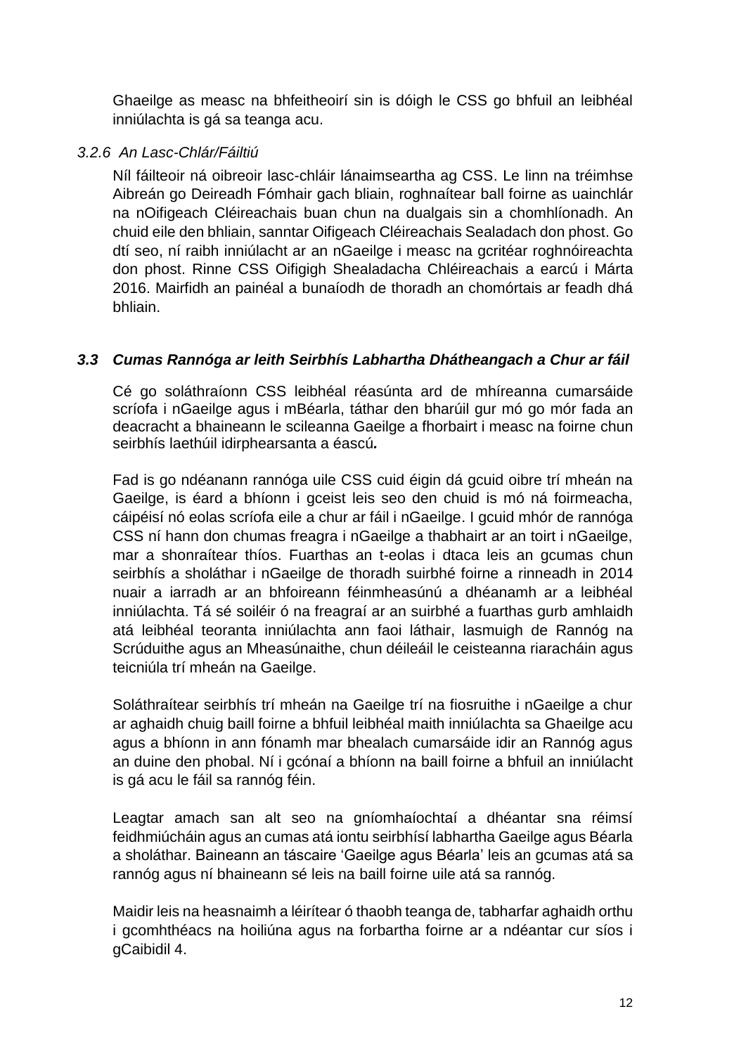Ghaeilge as measc na bhfeitheoirí sin is dóigh le CSS go bhfuil an leibhéal inniúlachta is gá sa teanga acu.

*3.2.6 An Lasc-Chlár/Fáiltiú*

Níl fáilteoir ná oibreoir lasc-chláir lánaimseartha ag CSS. Le linn na tréimhse Aibreán go Deireadh Fómhair gach bliain, roghnaítear ball foirne as uainchlár na nOifigeach Cléireachais buan chun na dualgais sin a chomhlíonadh. An chuid eile den bhliain, sanntar Oifigeach Cléireachais Sealadach don phost. Go dtí seo, ní raibh inniúlacht ar an nGaeilge i measc na gcritéar roghnóireachta don phost. Rinne CSS Oifigigh Shealadacha Chléireachais a earcú i Márta 2016. Mairfidh an painéal a bunaíodh de thoradh an chomórtais ar feadh dhá bhliain.

### *3.3 Cumas Rannóga ar leith Seirbhís Labhartha Dhátheangach a Chur ar fáil*

Cé go soláthraíonn CSS leibhéal réasúnta ard de mhíreanna cumarsáide scríofa i nGaeilge agus i mBéarla, táthar den bharúil gur mó go mór fada an deacracht a bhaineann le scileanna Gaeilge a fhorbairt i measc na foirne chun seirbhís laethúil idirphearsanta a éascú***.***

Fad is go ndéanann rannóga uile CSS cuid éigin dá gcuid oibre trí mheán na Gaeilge, is éard a bhíonn i gceist leis seo den chuid is mó ná foirmeacha, cáipéisí nó eolas scríofa eile a chur ar fáil i nGaeilge. I gcuid mhór de rannóga CSS ní hann don chumas freagra i nGaeilge a thabhairt ar an toirt i nGaeilge, mar a shonraítear thíos. Fuarthas an t-eolas i dtaca leis an gcumas chun seirbhís a sholáthar i nGaeilge de thoradh suirbhé foirne a rinneadh in 2014 nuair a iarradh ar an bhfoireann féinmheasúnú a dhéanamh ar a leibhéal inniúlachta. Tá sé soiléir ó na freagraí ar an suirbhé a fuarthas gurb amhlaidh atá leibhéal teoranta inniúlachta ann faoi láthair, lasmuigh de Rannóg na Scrúduithe agus an Mheasúnaithe, chun déileáil le ceisteanna riaracháin agus teicniúla trí mheán na Gaeilge.

Soláthraítear seirbhís trí mheán na Gaeilge trí na fiosruithe i nGaeilge a chur ar aghaidh chuig baill foirne a bhfuil leibhéal maith inniúlachta sa Ghaeilge acu agus a bhíonn in ann fónamh mar bhealach cumarsáide idir an Rannóg agus an duine den phobal. Ní i gcónaí a bhíonn na baill foirne a bhfuil an inniúlacht is gá acu le fáil sa rannóg féin.

Leagtar amach san alt seo na gníomhaíochtaí a dhéantar sna réimsí feidhmiúcháin agus an cumas atá iontu seirbhísí labhartha Gaeilge agus Béarla a sholáthar. Baineann an táscaire 'Gaeilge agus Béarla' leis an gcumas atá sa rannóg agus ní bhaineann sé leis na baill foirne uile atá sa rannóg.

Maidir leis na heasnaimh a léirítear ó thaobh teanga de, tabharfar aghaidh orthu i gcomhthéacs na hoiliúna agus na forbartha foirne ar a ndéantar cur síos i gCaibidil 4.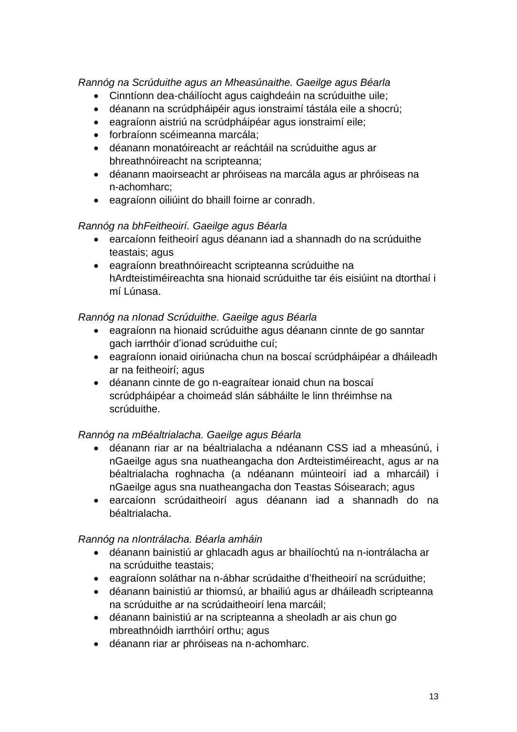*Rannóg na Scrúduithe agus an Mheasúnaithe. Gaeilge agus Béarla*

- Cinntíonn dea-cháilíocht agus caighdeáin na scrúduithe uile;
- déanann na scrúdpháipéir agus ionstraimí tástála eile a shocrú;
- eagraíonn aistriú na scrúdpháipéar agus ionstraimí eile;
- forbraíonn scéimeanna marcála;
- déanann monatóireacht ar reáchtáil na scrúduithe agus ar bhreathnóireacht na scripteanna;
- déanann maoirseacht ar phróiseas na marcála agus ar phróiseas na n-achomharc;
- eagraíonn oiliúint do bhaill foirne ar conradh.

*Rannóg na bhFeitheoirí. Gaeilge agus Béarla*

- earcaíonn feitheoirí agus déanann iad a shannadh do na scrúduithe teastais; agus
- eagraíonn breathnóireacht scripteanna scrúduithe na hArdteistiméireachta sna hionaid scrúduithe tar éis eisiúint na dtorthaí i mí Lúnasa.

*Rannóg na nIonad Scrúduithe. Gaeilge agus Béarla*

- eagraíonn na hionaid scrúduithe agus déanann cinnte de go sanntar gach iarrthóir d'ionad scrúduithe cuí;
- eagraíonn ionaid oiriúnacha chun na boscaí scrúdpháipéar a dháileadh ar na feitheoirí; agus
- déanann cinnte de go n-eagraítear ionaid chun na boscaí scrúdpháipéar a choimeád slán sábháilte le linn thréimhse na scrúduithe.

*Rannóg na mBéaltrialacha. Gaeilge agus Béarla*

- déanann riar ar na béaltrialacha a ndéanann CSS iad a mheasúnú, i nGaeilge agus sna nuatheangacha don Ardteistiméireacht, agus ar na béaltrialacha roghnacha (a ndéanann múinteoirí iad a mharcáil) i nGaeilge agus sna nuatheangacha don Teastas Sóisearach; agus
- earcaíonn scrúdaitheoirí agus déanann iad a shannadh do na béaltrialacha.

*Rannóg na nIontrálacha. Béarla amháin*

- déanann bainistiú ar ghlacadh agus ar bhailíochtú na n-iontrálacha ar na scrúduithe teastais;
- eagraíonn soláthar na n-ábhar scrúdaithe d'fheitheoirí na scrúduithe;
- déanann bainistiú ar thiomsú, ar bhailiú agus ar dháileadh scripteanna na scrúduithe ar na scrúdaitheoirí lena marcáil;
- déanann bainistiú ar na scripteanna a sheoladh ar ais chun go mbreathnóidh iarrthóirí orthu; agus
- déanann riar ar phróiseas na n-achomharc.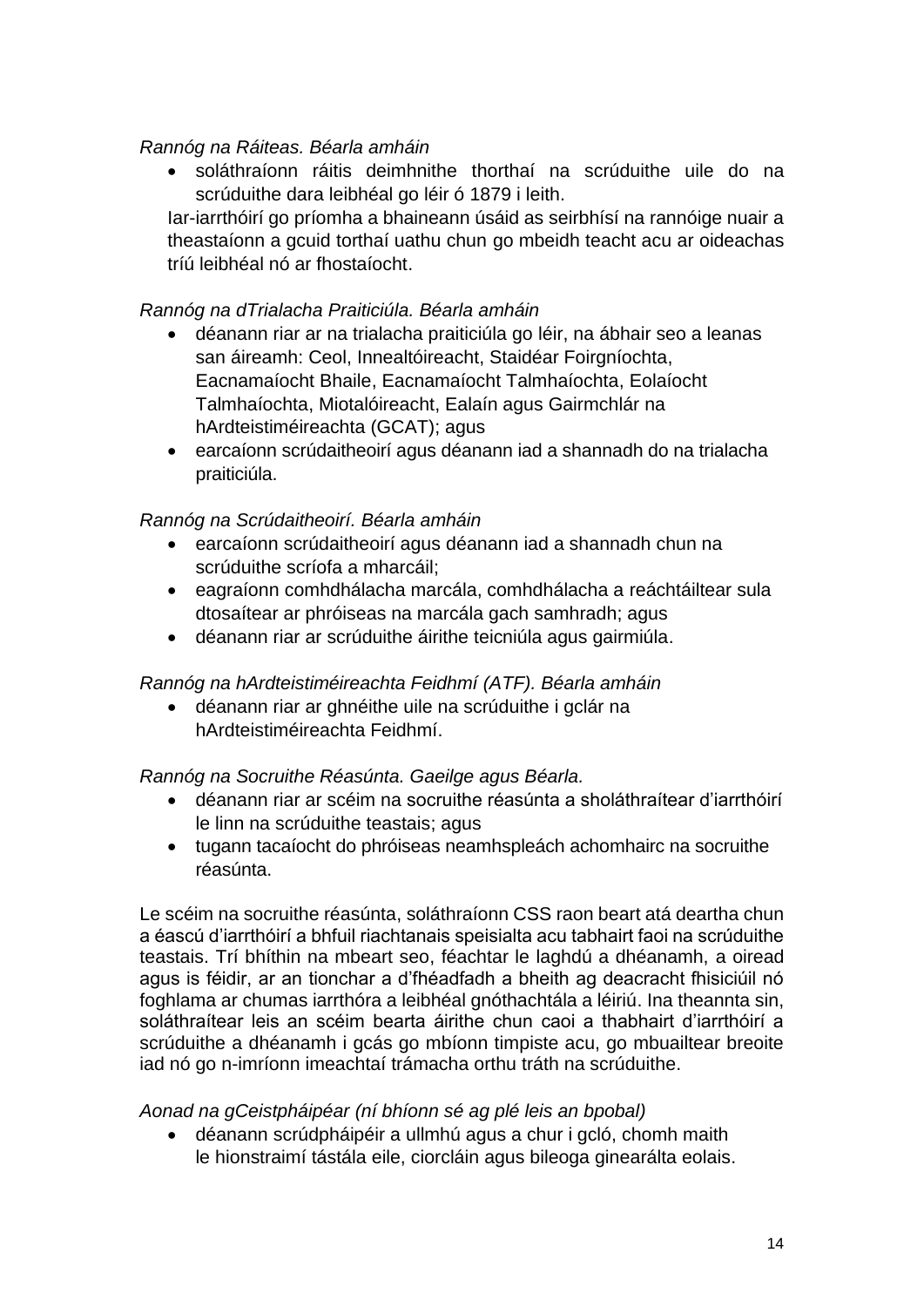*Rannóg na Ráiteas. Béarla amháin*

- soláthraíonn ráitis deimhnithe thorthaí na scrúduithe uile do na scrúduithe dara leibhéal go léir ó 1879 i leith.

Iar-iarrthóirí go príomha a bhaineann úsáid as seirbhísí na rannóige nuair a theastaíonn a gcuid torthaí uathu chun go mbeidh teacht acu ar oideachas tríú leibhéal nó ar fhostaíocht.

*Rannóg na dTrialacha Praiticiúla. Béarla amháin*

- déanann riar ar na trialacha praiticiúla go léir, na ábhair seo a leanas san áireamh: Ceol, Innealtóireacht, Staidéar Foirgníochta, Eacnamaíocht Bhaile, Eacnamaíocht Talmhaíochta, Eolaíocht Talmhaíochta, Miotalóireacht, Ealaín agus Gairmchlár na hArdteistiméireachta (GCAT); agus
- earcaíonn scrúdaitheoirí agus déanann iad a shannadh do na trialacha praiticiúla.

*Rannóg na Scrúdaitheoirí. Béarla amháin*

- earcaíonn scrúdaitheoirí agus déanann iad a shannadh chun na scrúduithe scríofa a mharcáil;
- eagraíonn comhdhálacha marcála, comhdhálacha a reáchtáiltear sula dtosaítear ar phróiseas na marcála gach samhradh; agus
- déanann riar ar scrúduithe áirithe teicniúla agus gairmiúla.

*Rannóg na hArdteistiméireachta Feidhmí (ATF). Béarla amháin*

- déanann riar ar ghnéithe uile na scrúduithe i gclár na hArdteistiméireachta Feidhmí.

*Rannóg na Socruithe Réasúnta. Gaeilge agus Béarla.*

- déanann riar ar scéim na socruithe réasúnta a sholáthraítear d'iarrthóirí le linn na scrúduithe teastais; agus
- tugann tacaíocht do phróiseas neamhspleách achomhairc na socruithe réasúnta.

Le scéim na socruithe réasúnta, soláthraíonn CSS raon beart atá deartha chun a éascú d'iarrthóirí a bhfuil riachtanais speisialta acu tabhairt faoi na scrúduithe teastais. Trí bhíthin na mbeart seo, féachtar le laghdú a dhéanamh, a oiread agus is féidir, ar an tionchar a d'fhéadfadh a bheith ag deacracht fhisiciúil nó foghlama ar chumas iarrthóra a leibhéal gnóthachtála a léiriú. Ina theannta sin, soláthraítear leis an scéim bearta áirithe chun caoi a thabhairt d'iarrthóirí a scrúduithe a dhéanamh i gcás go mbíonn timpiste acu, go mbuailtear breoite iad nó go n-imríonn imeachtaí trámacha orthu tráth na scrúduithe.

*Aonad na gCeistpháipéar (ní bhíonn sé ag plé leis an bpobal)*

- déanann scrúdpháipéir a ullmhú agus a chur i gcló, chomh maith le hionstraimí tástála eile, ciorcláin agus bileoga ginearálta eolais.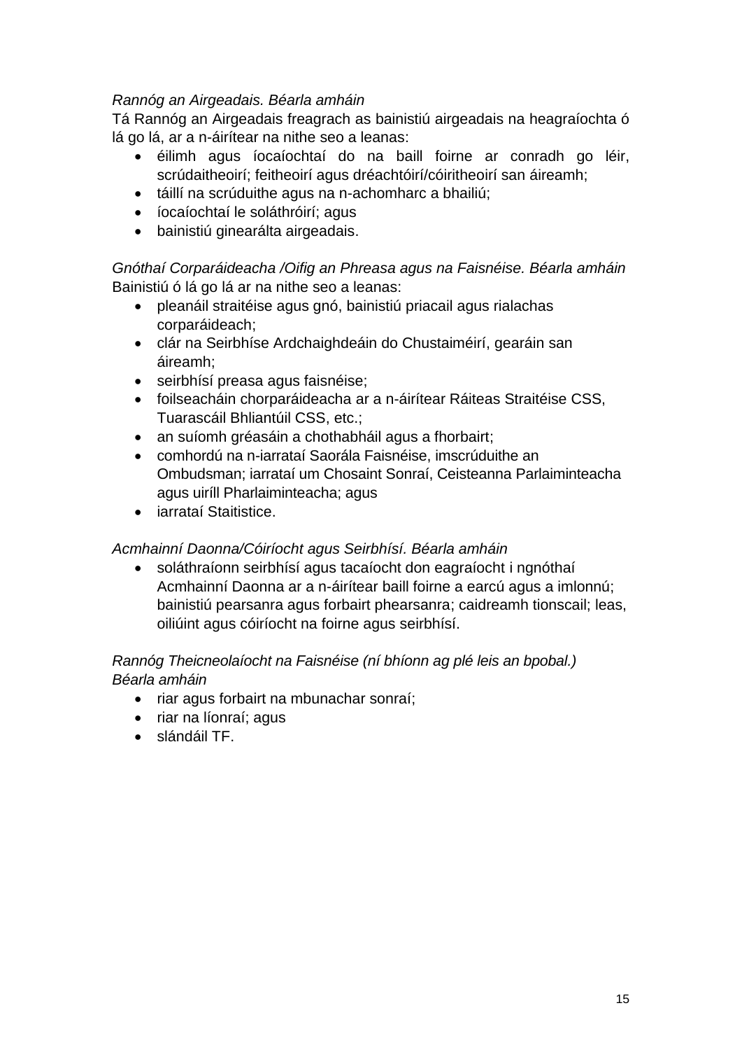*Rannóg an Airgeadais. Béarla amháin*

Tá Rannóg an Airgeadais freagrach as bainistiú airgeadais na heagraíochta ó lá go lá, ar a n-áirítear na nithe seo a leanas:

- éilimh agus íocaíochtaí do na baill foirne ar conradh go léir, scrúdaitheoirí; feitheoirí agus dréachtóirí/cóiritheoirí san áireamh;
- táillí na scrúduithe agus na n-achomharc a bhailiú;
- íocaíochtaí le soláthróirí; agus
- bainistiú ginearálta airgeadais.

*Gnóthaí Corparáideacha /Oifig an Phreasa agus na Faisnéise. Béarla amháin*

Bainistiú ó lá go lá ar na nithe seo a leanas:

- pleanáil straitéise agus gnó, bainistiú priacail agus rialachas corparáideach;
- clár na Seirbhíse Ardchaighdeáin do Chustaiméirí, gearáin san áireamh;
- seirbhísí preasa agus faisnéise;
- foilseacháin chorparáideacha ar a n-áirítear Ráiteas Straitéise CSS, Tuarascáil Bhliantúil CSS, etc.;
- an suíomh gréasáin a chothabháil agus a fhorbairt;
- comhordú na n-iarrataí Saorála Faisnéise, imscrúduithe an Ombudsman; iarrataí um Chosaint Sonraí, Ceisteanna Parlaiminteacha agus uiríll Pharlaiminteacha; agus
- iarrataí Staitistice.

*Acmhainní Daonna/Cóiríocht agus Seirbhísí. Béarla amháin*

- soláthraíonn seirbhísí agus tacaíocht don eagraíocht i ngnóthaí Acmhainní Daonna ar a n-áirítear baill foirne a earcú agus a imlonnú; bainistiú pearsanra agus forbairt phearsanra; caidreamh tionscail; leas, oiliúint agus cóiríocht na foirne agus seirbhísí.

*Rannóg Theicneolaíocht na Faisnéise (ní bhíonn ag plé leis an bpobal.) Béarla amháin*

- riar agus forbairt na mbunachar sonraí;
- riar na líonraí; agus
- slándáil TF.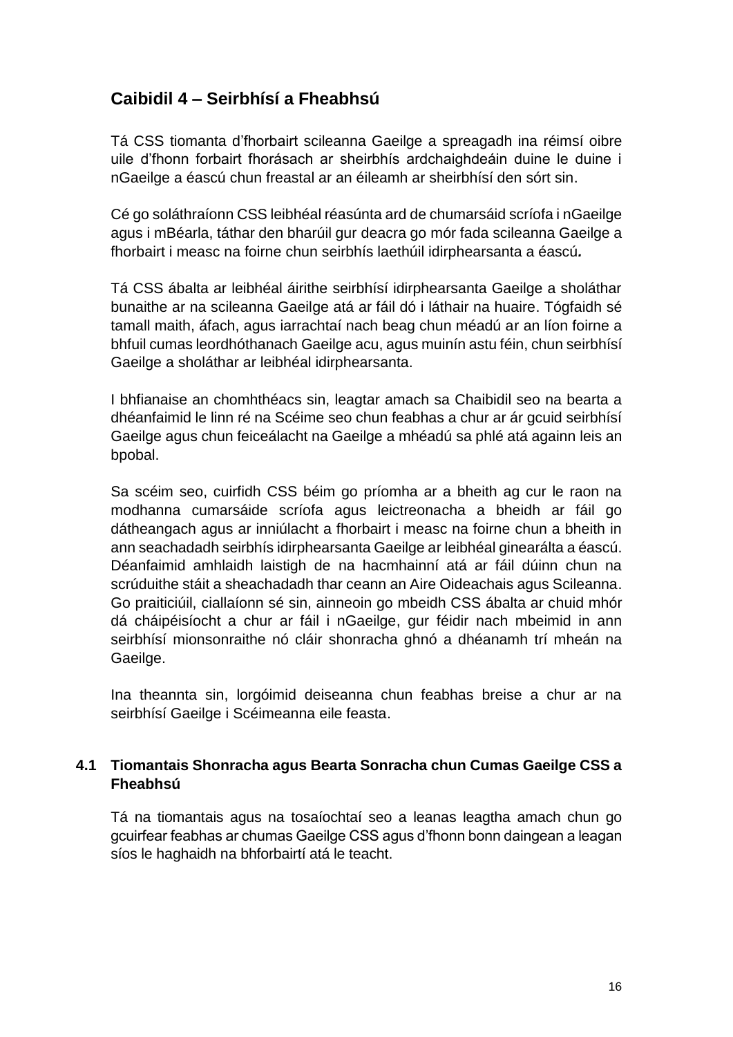## Caibidil 4 – Seirbhísí a Fheabhsú

Tá CSS tiomanta d'fhorbairt scileanna Gaeilge a spreagadh ina réimsí oibre uile d'fhonn forbairt fhorásach ar sheirbhís ardchaighdeáin duine le duine i nGaeilge a éascú chun freastal ar an éileamh ar sheirbhísí den sórt sin.

Cé go soláthraíonn CSS leibhéal réasúnta ard de chumarsáid scríofa i nGaeilge agus i mBéarla, táthar den bharúil gur deacra go mór fada scileanna Gaeilge a fhorbairt i measc na foirne chun seirbhís laethúil idirphearsanta a éascú*.*

Tá CSS ábalta ar leibhéal áirithe seirbhísí idirphearsanta Gaeilge a sholáthar bunaithe ar na scileanna Gaeilge atá ar fáil dó i láthair na huaire. Tógfaidh sé tamall maith, áfach, agus iarrachtaí nach beag chun méadú ar an líon foirne a bhfuil cumas leordhóthanach Gaeilge acu, agus muinín astu féin, chun seirbhísí Gaeilge a sholáthar ar leibhéal idirphearsanta.

I bhfianaise an chomhthéacs sin, leagtar amach sa Chaibidil seo na bearta a dhéanfaimid le linn ré na Scéime seo chun feabhas a chur ar ár gcuid seirbhísí Gaeilge agus chun feiceálacht na Gaeilge a mhéadú sa phlé atá againn leis an bpobal.

Sa scéim seo, cuirfidh CSS béim go príomha ar a bheith ag cur le raon na modhanna cumarsáide scríofa agus leictreonacha a bheidh ar fáil go dátheangach agus ar inniúlacht a fhorbairt i measc na foirne chun a bheith in ann seachadadh seirbhís idirphearsanta Gaeilge ar leibhéal ginearálta a éascú. Déanfaimid amhlaidh laistigh de na hacmhainní atá ar fáil dúinn chun na scrúduithe stáit a sheachadadh thar ceann an Aire Oideachais agus Scileanna. Go praiticiúil, ciallaíonn sé sin, ainneoin go mbeidh CSS ábalta ar chuid mhór dá cháipéisíocht a chur ar fáil i nGaeilge, gur féidir nach mbeimid in ann seirbhísí mionsonraithe nó cláir shonracha ghnó a dhéanamh trí mheán na Gaeilge.

Ina theannta sin, lorgóimid deiseanna chun feabhas breise a chur ar na seirbhísí Gaeilge i Scéimeanna eile feasta.

### 4.1 Tiomantais Shonracha agus Bearta Sonracha chun Cumas Gaeilge CSS a Fheabhsú

Tá na tiomantais agus na tosaíochtaí seo a leanas leagtha amach chun go gcuirfear feabhas ar chumas Gaeilge CSS agus d'fhonn bonn daingean a leagan síos le haghaidh na bhforbairtí atá le teacht.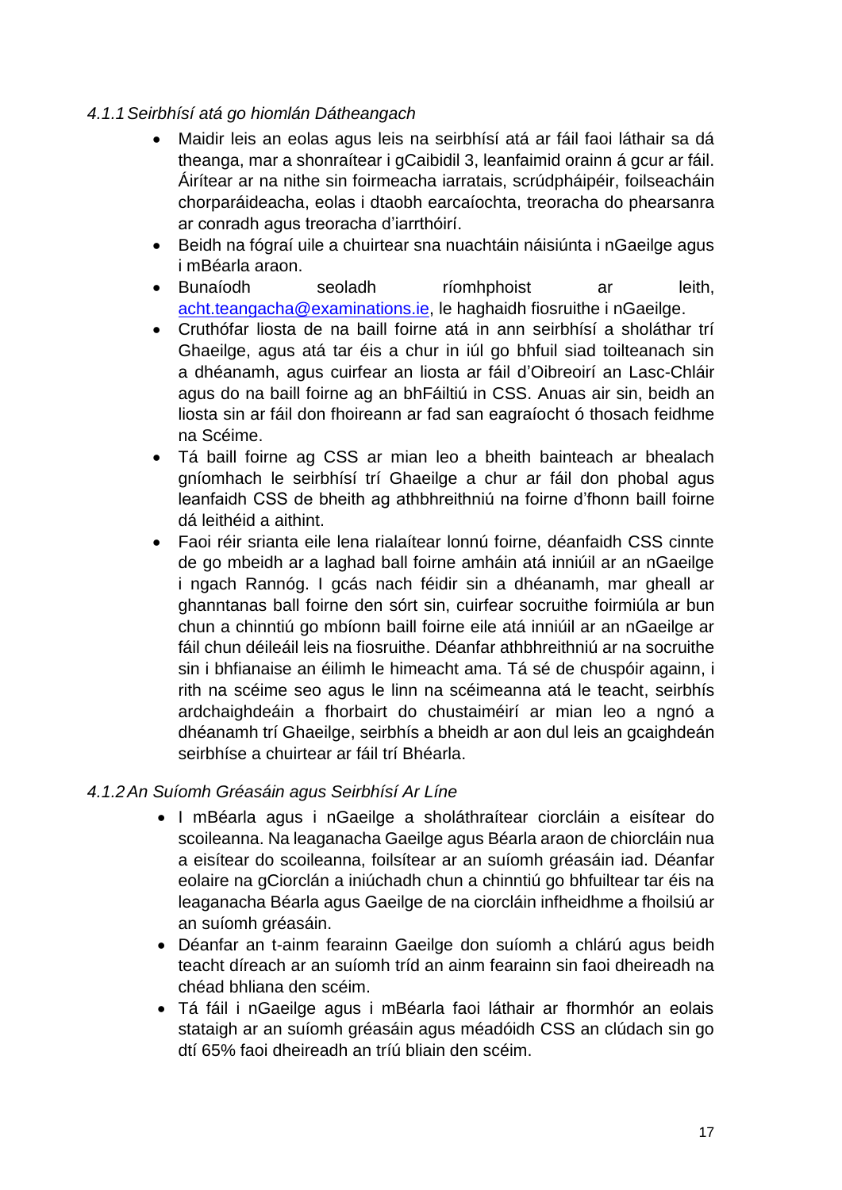### *4.1.1 Seirbhísí atá go hiomlán Dátheangach*

- Maidir leis an eolas agus leis na seirbhísí atá ar fáil faoi láthair sa dá theanga, mar a shonraítear i gCaibidil 3, leanfaimid orainn á gcur ar fáil. Áirítear ar na nithe sin foirmeacha iarratais, scrúdpháipéir, foilseacháin chorparáideacha, eolas i dtaobh earcaíochta, treoracha do phearsanra ar conradh agus treoracha d'iarrthóirí.
- Beidh na fógraí uile a chuirtear sna nuachtáin náisiúnta i nGaeilge agus i mBéarla araon.
- Bunaíodh seoladh ríomhphoist ar leith, [acht.teangacha@examinations.ie](mailto:acht.teangacha@examinations.ie), le haghaidh fiosruithe i nGaeilge.
- Cruthófar liosta de na baill foirne atá in ann seirbhísí a sholáthar trí Ghaeilge, agus atá tar éis a chur in iúl go bhfuil siad toilteanach sin a dhéanamh, agus cuirfear an liosta ar fáil d'Oibreoirí an Lasc-Chláir agus do na baill foirne ag an bhFáiltiú in CSS. Anuas air sin, beidh an liosta sin ar fáil don fhoireann ar fad san eagraíocht ó thosach feidhme na Scéime.
- Tá baill foirne ag CSS ar mian leo a bheith bainteach ar bhealach gníomhach le seirbhísí trí Ghaeilge a chur ar fáil don phobal agus leanfaidh CSS de bheith ag athbhreithniú na foirne d'fhonn baill foirne dá leithéid a aithint.
- Faoi réir srianta eile lena rialaítear lonnú foirne, déanfaidh CSS cinnte de go mbeidh ar a laghad ball foirne amháin atá inniúil ar an nGaeilge i ngach Rannóg. I gcás nach féidir sin a dhéanamh, mar gheall ar ghanntanas ball foirne den sórt sin, cuirfear socruithe foirmiúla ar bun chun a chinntiú go mbíonn baill foirne eile atá inniúil ar an nGaeilge ar fáil chun déileáil leis na fiosruithe. Déanfar athbhreithniú ar na socruithe sin i bhfianaise an éilimh le himeacht ama. Tá sé de chuspóir againn, i rith na scéime seo agus le linn na scéimeanna atá le teacht, seirbhís ardchaighdeáin a fhorbairt do chustaiméirí ar mian leo a ngnó a dhéanamh trí Ghaeilge, seirbhís a bheidh ar aon dul leis an gcaighdeán seirbhíse a chuirtear ar fáil trí Bhéarla.

### *4.1.2 An Suíomh Gréasáin agus Seirbhísí Ar Líne*

- I mBéarla agus i nGaeilge a sholáthraítear ciorcláin a eisítear do scoileanna. Na leaganacha Gaeilge agus Béarla araon de chiorcláin nua a eisítear do scoileanna, foilsítear ar an suíomh gréasáin iad. Déanfar eolaire na gCiorclán a iniúchadh chun a chinntiú go bhfuiltear tar éis na leaganacha Béarla agus Gaeilge de na ciorcláin infheidhme a fhoilsiú ar an suíomh gréasáin.
- Déanfar an t-ainm fearainn Gaeilge don suíomh a chlárú agus beidh teacht díreach ar an suíomh tríd an ainm fearainn sin faoi dheireadh na chéad bhliana den scéim.
- Tá fáil i nGaeilge agus i mBéarla faoi láthair ar fhormhór an eolais stataigh ar an suíomh gréasáin agus méadóidh CSS an clúdach sin go dtí 65% faoi dheireadh an tríú bliain den scéim.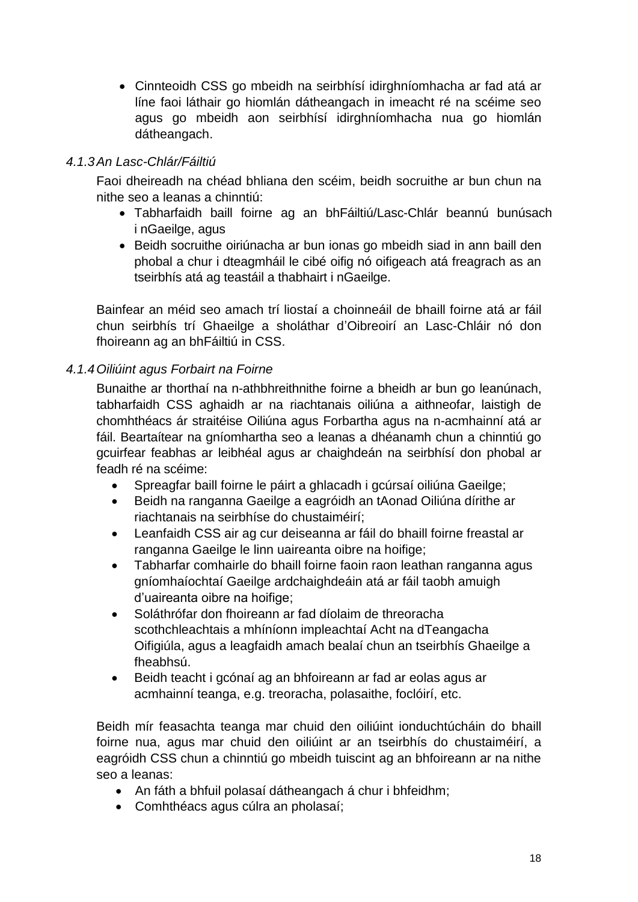- Cinnteoidh CSS go mbeidh na seirbhísí idirghníomhacha ar fad atá ar líne faoi láthair go hiomlán dátheangach in imeacht ré na scéime seo agus go mbeidh aon seirbhísí idirghníomhacha nua go hiomlán dátheangach.

#### *4.1.3 An Lasc-Chlár/Fáiltiú*

Faoi dheireadh na chéad bhliana den scéim, beidh socruithe ar bun chun na nithe seo a leanas a chinntiú:

- Tabharfaidh baill foirne ag an bhFáiltiú/Lasc-Chlár beannú bunúsach i nGaeilge, agus
- Beidh socruithe oiriúnacha ar bun ionas go mbeidh siad in ann baill den phobal a chur i dteagmháil le cibé oifig nó oifigeach atá freagrach as an tseirbhís atá ag teastáil a thabhairt i nGaeilge.

Bainfear an méid seo amach trí liostaí a choinneáil de bhaill foirne atá ar fáil chun seirbhís trí Ghaeilge a sholáthar d'Oibreoirí an Lasc-Chláir nó don fhoireann ag an bhFáiltiú in CSS.

#### *4.1.4 Oiliúint agus Forbairt na Foirne*

Bunaithe ar thorthaí na n-athbhreithnithe foirne a bheidh ar bun go leanúnach, tabharfaidh CSS aghaidh ar na riachtanais oiliúna a aithneofar, laistigh de chomhthéacs ár straitéise Oiliúna agus Forbartha agus na n-acmhainní atá ar fáil. Beartaítear na gníomhartha seo a leanas a dhéanamh chun a chinntiú go gcuirfear feabhas ar leibhéal agus ar chaighdeán na seirbhísí don phobal ar feadh ré na scéime:

- Spreagfar baill foirne le páirt a ghlacadh i gcúrsaí oiliúna Gaeilge;
- Beidh na ranganna Gaeilge a eagróidh an tAonad Oiliúna dírithe ar riachtanais na seirbhíse do chustaiméirí;
- Leanfaidh CSS air ag cur deiseanna ar fáil do bhaill foirne freastal ar ranganna Gaeilge le linn uaireanta oibre na hoifige;
- Tabharfar comhairle do bhaill foirne faoin raon leathan ranganna agus gníomhaíochtaí Gaeilge ardchaighdeáin atá ar fáil taobh amuigh d'uaireanta oibre na hoifige;
- Soláthrófar don fhoireann ar fad díolaim de threoracha scothchleachtais a mhíníonn impleachtaí Acht na dTeangacha Oifigiúla, agus a leagfaidh amach bealaí chun an tseirbhís Ghaeilge a fheabhsú.
- Beidh teacht i gcónaí ag an bhfoireann ar fad ar eolas agus ar acmhainní teanga, e.g. treoracha, polasaithe, foclóirí, etc.

Beidh mír feasachta teanga mar chuid den oiliúint ionduchtúcháin do bhaill foirne nua, agus mar chuid den oiliúint ar an tseirbhís do chustaiméirí, a eagróidh CSS chun a chinntiú go mbeidh tuiscint ag an bhfoireann ar na nithe seo a leanas:

- An fáth a bhfuil polasaí dátheangach á chur i bhfeidhm;
- Comhthéacs agus cúlra an pholasaí;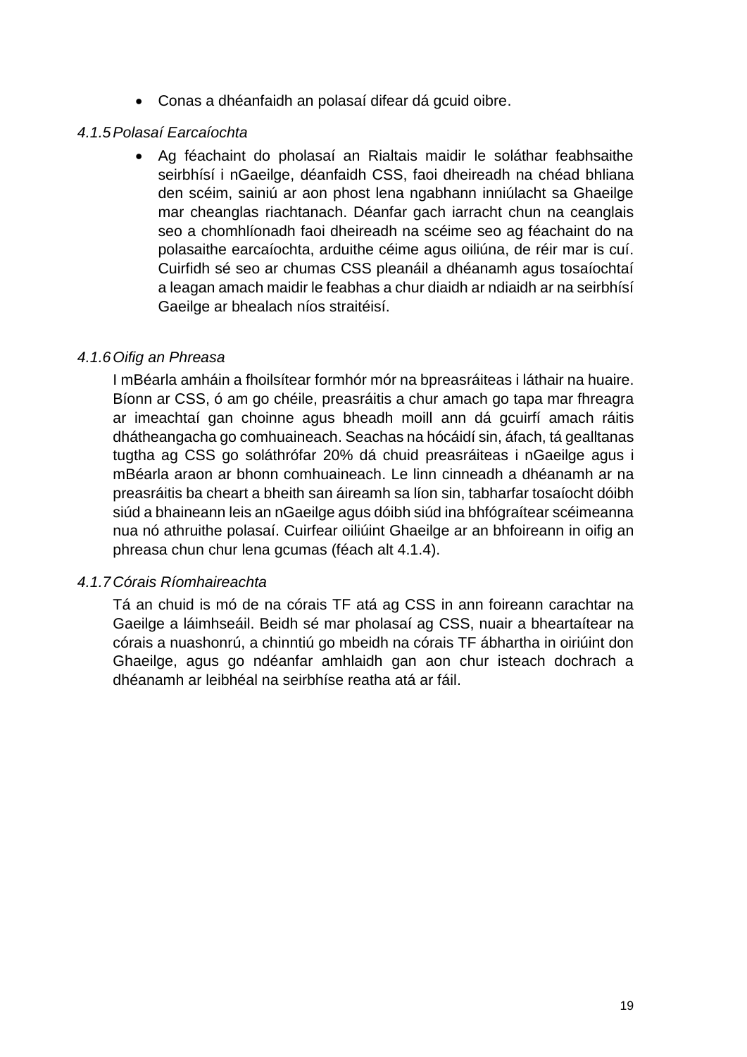- Conas a dhéanfaidh an polasaí difear dá gcuid oibre.

*4.1.5 Polasaí Earcaíochta*

- Ag féachaint do pholasaí an Rialtais maidir le soláthar feabhsaithe seirbhísí i nGaeilge, déanfaidh CSS, faoi dheireadh na chéad bhliana den scéim, sainiú ar aon phost lena ngabhann inniúlacht sa Ghaeilge mar cheanglas riachtanach. Déanfar gach iarracht chun na ceanglais seo a chomhlíonadh faoi dheireadh na scéime seo ag féachaint do na polasaithe earcaíochta, arduithe céime agus oiliúna, de réir mar is cuí. Cuirfidh sé seo ar chumas CSS pleanáil a dhéanamh agus tosaíochtaí a leagan amach maidir le feabhas a chur diaidh ar ndiaidh ar na seirbhísí Gaeilge ar bhealach níos straitéisí.

*4.1.6 Oifig an Phreasa*

I mBéarla amháin a fhoilsítear formhór mór na bpreasráiteas i láthair na huaire. Bíonn ar CSS, ó am go chéile, preasráitis a chur amach go tapa mar fhreagra ar imeachtaí gan choinne agus bheadh moill ann dá gcuirfí amach ráitis dhátheangacha go comhuaineach. Seachas na hócáidí sin, áfach, tá gealltanas tugtha ag CSS go soláthrófar 20% dá chuid preasráiteas i nGaeilge agus i mBéarla araon ar bhonn comhuaineach. Le linn cinneadh a dhéanamh ar na preasráitis ba cheart a bheith san áireamh sa líon sin, tabharfar tosaíocht dóibh siúd a bhaineann leis an nGaeilge agus dóibh siúd ina bhfógraítear scéimeanna nua nó athruithe polasaí. Cuirfear oiliúint Ghaeilge ar an bhfoireann in oifig an phreasa chun chur lena gcumas (féach alt 4.1.4).

*4.1.7 Córais Ríomhaireachta*

Tá an chuid is mó de na córais TF atá ag CSS in ann foireann carachtar na Gaeilge a láimhseáil. Beidh sé mar pholasaí ag CSS, nuair a bheartaítear na córais a nuashonrú, a chinntiú go mbeidh na córais TF ábhartha in oiriúint don Ghaeilge, agus go ndéanfar amhlaidh gan aon chur isteach dochrach a dhéanamh ar leibhéal na seirbhíse reatha atá ar fáil.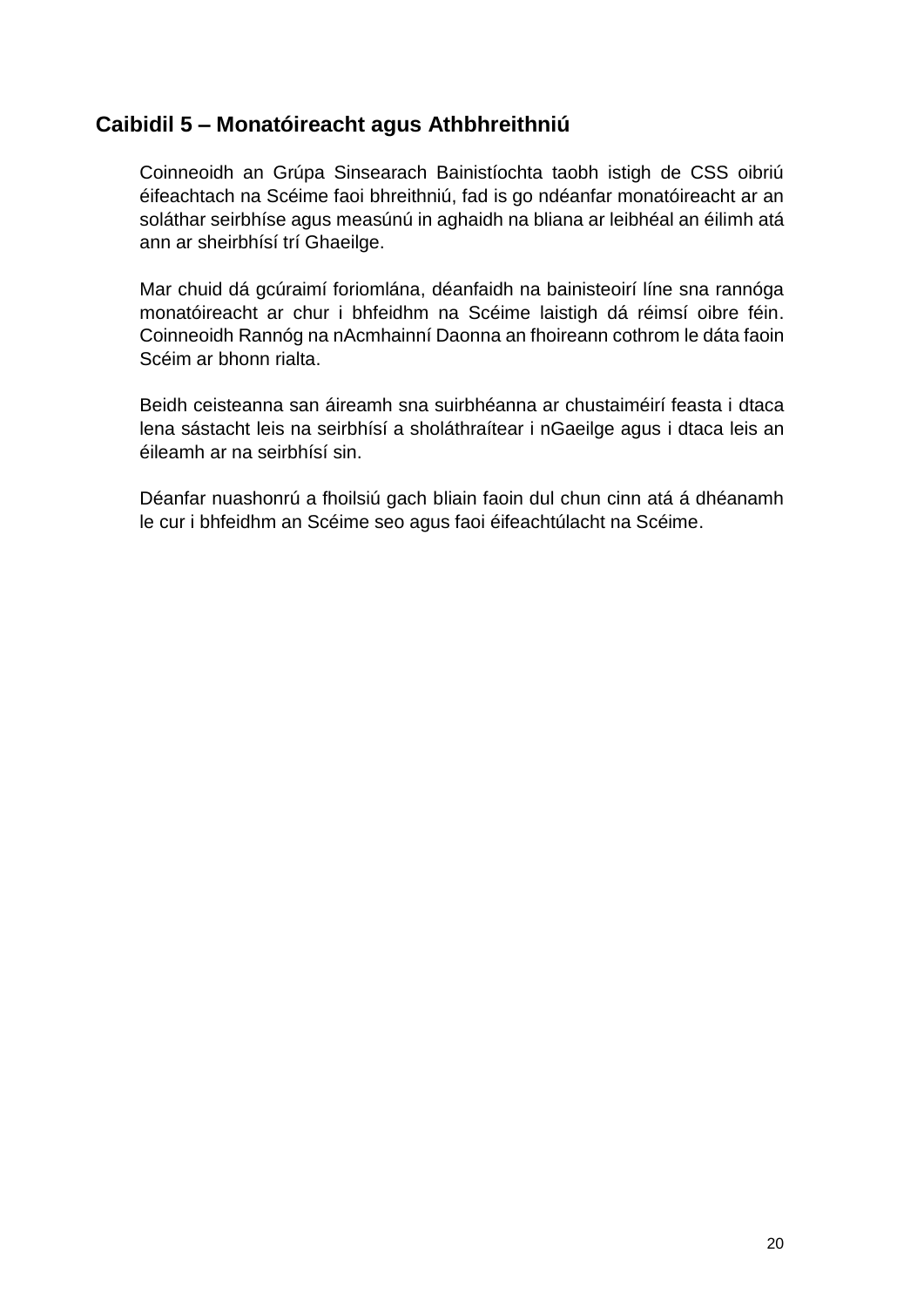## Caibidil 5 – Monatóireacht agus Athbhreithniú

Coinneoidh an Grúpa Sinsearach Bainistíochta taobh istigh de CSS oibriú éifeachtach na Scéime faoi bhreithniú, fad is go ndéanfar monatóireacht ar an soláthar seirbhíse agus measúnú in aghaidh na bliana ar leibhéal an éilimh atá ann ar sheirbhísí trí Ghaeilge.

Mar chuid dá gcúraimí foriomlána, déanfaidh na bainisteoirí líne sna rannóga monatóireacht ar chur i bhfeidhm na Scéime laistigh dá réimsí oibre féin. Coinneoidh Rannóg na nAcmhainní Daonna an fhoireann cothrom le dáta faoin Scéim ar bhonn rialta.

Beidh ceisteanna san áireamh sna suirbhéanna ar chustaiméirí feasta i dtaca lena sástacht leis na seirbhísí a sholáthraítear i nGaeilge agus i dtaca leis an éileamh ar na seirbhísí sin.

Déanfar nuashonrú a fhoilsiú gach bliain faoin dul chun cinn atá á dhéanamh le cur i bhfeidhm an Scéime seo agus faoi éifeachtúlacht na Scéime.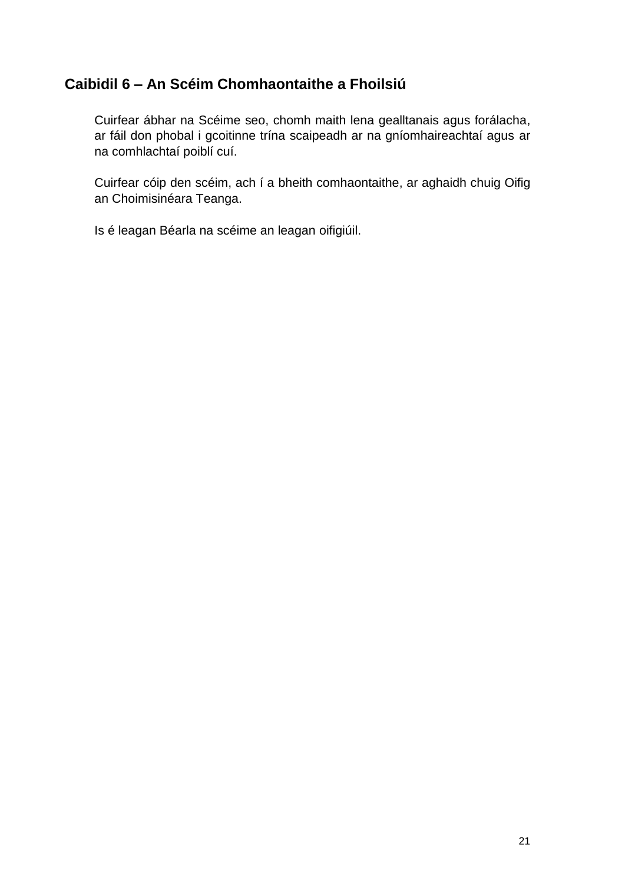## Caibidil 6 – An Scéim Chomhaontaithe a Fhoilsiú

Cuirfear ábhar na Scéime seo, chomh maith lena gealltanais agus forálacha, ar fáil don phobal i gcoitinne trína scaipeadh ar na gníomhaireachtaí agus ar na comhlachtaí poiblí cuí.

Cuirfear cóip den scéim, ach í a bheith comhaontaithe, ar aghaidh chuig Oifig an Choimisinéara Teanga.

Is é leagan Béarla na scéime an leagan oifigiúil.